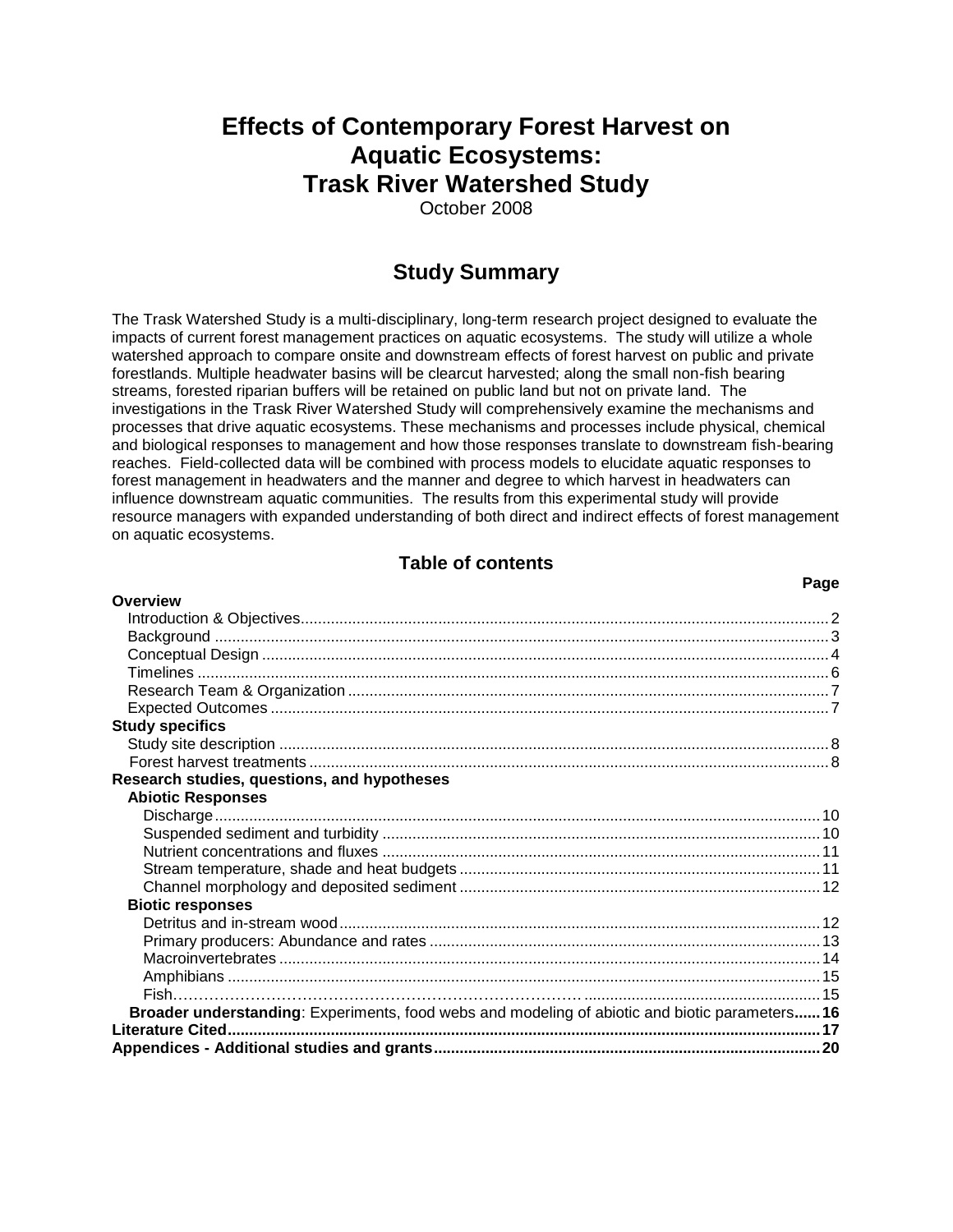# Effects of Contemporary Forest Harvest on Aquatic Ecosystems: Trask River Watershed Study

October 2008

## Study Summary

The Trask Watershed Study is a multi-disciplinary, long-term research project designed to evaluate the impacts of current forest management practices on aquatic ecosystems. The study will utilize a whole watershed approach to compare onsite and downstream effects of forest harvest on public and private forestlands. Multiple headwater basins will be clearcut harvested; along the small non-fish bearing streams, forested riparian buffers will be retained on public land but not on private land. The investigations in the Trask River Watershed Study will comprehensively examine the mechanisms and processes that drive aquatic ecosystems. These mechanisms and processes include physical, chemical and biological responses to management and how those responses translate to downstream fish-bearing reaches. Field-collected data will be combined with process models to elucidate aquatic responses to forest management in headwaters and the manner and degree to which harvest in headwaters can influence downstream aquatic communities. The results from this experimental study will provide resource managers with expanded understanding of both direct and indirect effects of forest management on aquatic ecosystems.

### Table of contents

| | Page |
|---|---|
| **Overview** | |
| Introduction & Objectives | 2 |
| Background | 3 |
| Conceptual Design | 4 |
| Timelines | 6 |
| Research Team & Organization | 7 |
| Expected Outcomes | 7 |
| **Study specifics** | |
| Study site description | 8 |
| Forest harvest treatments | 8 |
| **Research studies, questions, and hypotheses** | |
| **Abiotic Responses** | |
| Discharge | 10 |
| Suspended sediment and turbidity | 10 |
| Nutrient concentrations and fluxes | 11 |
| Stream temperature, shade and heat budgets | 11 |
| Channel morphology and deposited sediment | 12 |
| **Biotic responses** | |
| Detritus and in-stream wood | 12 |
| Primary producers: Abundance and rates | 13 |
| Macroinvertebrates | 14 |
| Amphibians | 15 |
| Fish | 15 |
| **Broader understanding**: Experiments, food webs and modeling of abiotic and biotic parameters | **16** |
| **Literature Cited** | **17** |
| **Appendices - Additional studies and grants** | **20** |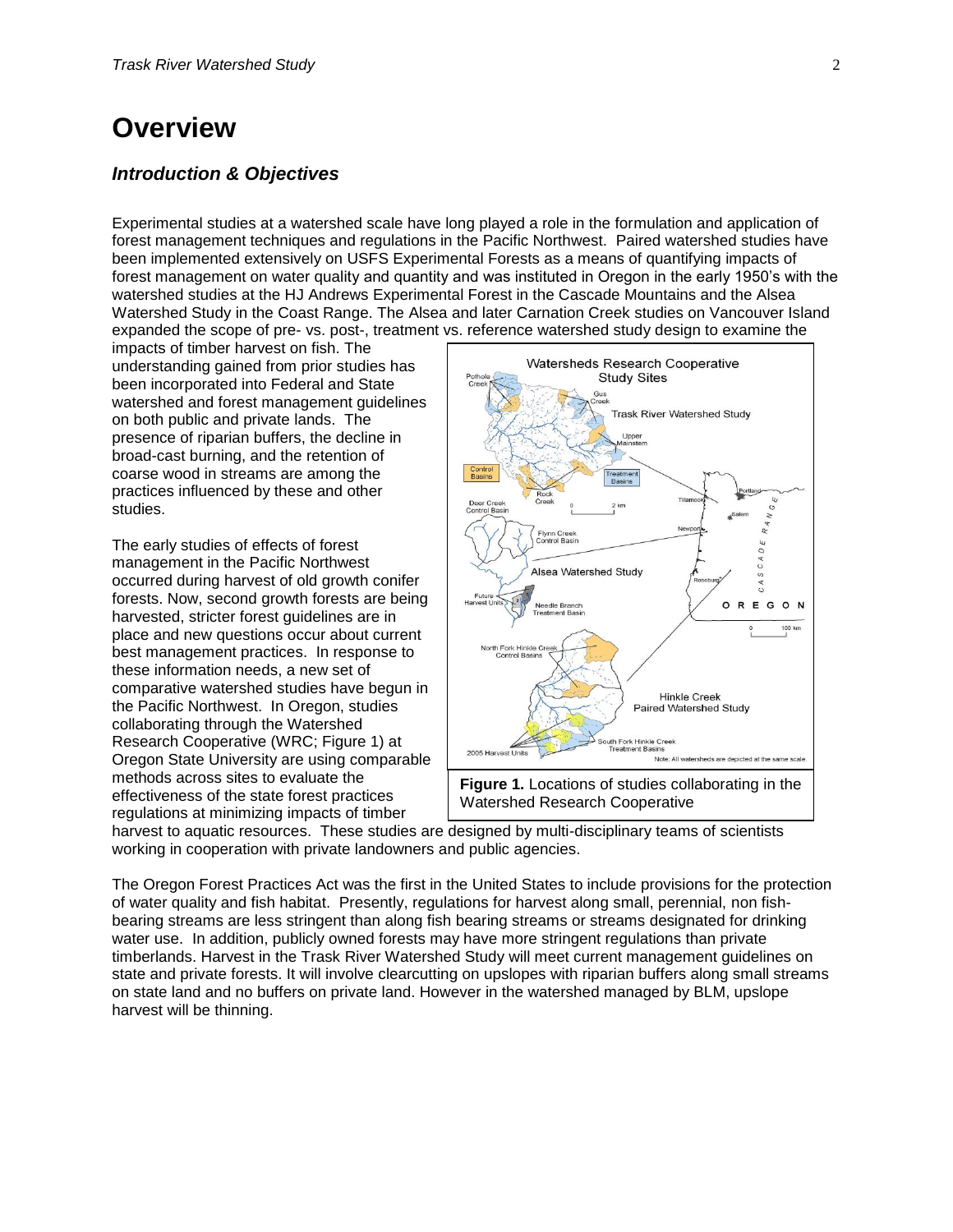# Overview

## *Introduction & Objectives*

Experimental studies at a watershed scale have long played a role in the formulation and application of forest management techniques and regulations in the Pacific Northwest. Paired watershed studies have been implemented extensively on USFS Experimental Forests as a means of quantifying impacts of forest management on water quality and quantity and was instituted in Oregon in the early 1950's with the watershed studies at the HJ Andrews Experimental Forest in the Cascade Mountains and the Alsea Watershed Study in the Coast Range. The Alsea and later Carnation Creek studies on Vancouver Island expanded the scope of pre- vs. post-, treatment vs. reference watershed study design to examine the impacts of timber harvest on fish. The understanding gained from prior studies has been incorporated into Federal and State watershed and forest management guidelines on both public and private lands. The presence of riparian buffers, the decline in broad-cast burning, and the retention of coarse wood in streams are among the practices influenced by these and other studies.

The early studies of effects of forest management in the Pacific Northwest occurred during harvest of old growth conifer forests. Now, second growth forests are being harvested, stricter forest guidelines are in place and new questions occur about current best management practices. In response to these information needs, a new set of comparative watershed studies have begun in the Pacific Northwest. In Oregon, studies collaborating through the Watershed Research Cooperative (WRC; Figure 1) at Oregon State University are using comparable methods across sites to evaluate the effectiveness of the state forest practices regulations at minimizing impacts of timber harvest to aquatic resources. These studies are designed by multi-disciplinary teams of scientists working in cooperation with private landowners and public agencies.

**Figure 1.** Locations of studies collaborating in the Watershed Research Cooperative

The Oregon Forest Practices Act was the first in the United States to include provisions for the protection of water quality and fish habitat. Presently, regulations for harvest along small, perennial, non fish-bearing streams are less stringent than along fish bearing streams or streams designated for drinking water use. In addition, publicly owned forests may have more stringent regulations than private timberlands. Harvest in the Trask River Watershed Study will meet current management guidelines on state and private forests. It will involve clearcutting on upslopes with riparian buffers along small streams on state land and no buffers on private land. However in the watershed managed by BLM, upslope harvest will be thinning.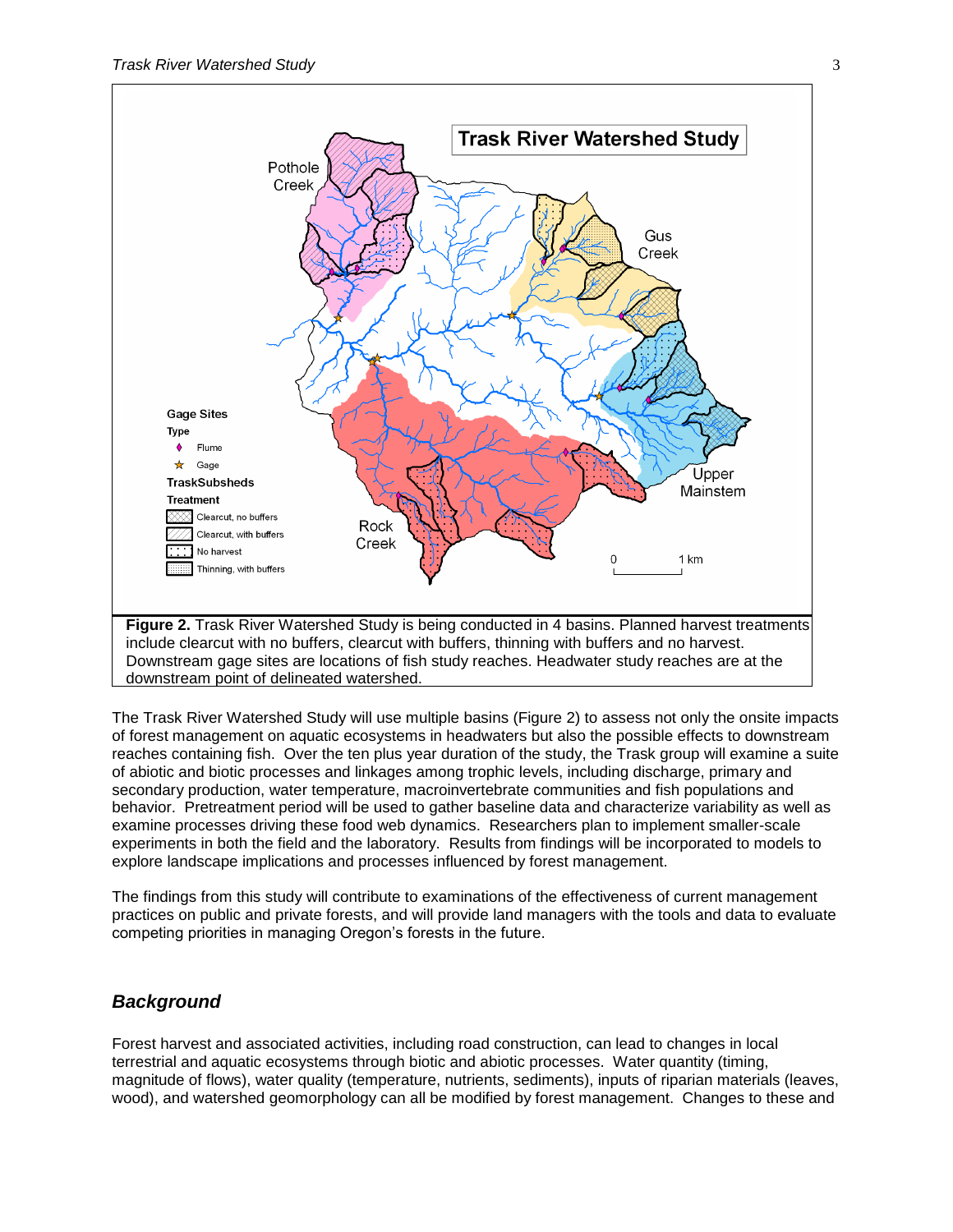**Figure 2.** Trask River Watershed Study is being conducted in 4 basins. Planned harvest treatments include clearcut with no buffers, clearcut with buffers, thinning with buffers and no harvest. Downstream gage sites are locations of fish study reaches. Headwater study reaches are at the downstream point of delineated watershed.

The Trask River Watershed Study will use multiple basins (Figure 2) to assess not only the onsite impacts of forest management on aquatic ecosystems in headwaters but also the possible effects to downstream reaches containing fish. Over the ten plus year duration of the study, the Trask group will examine a suite of abiotic and biotic processes and linkages among trophic levels, including discharge, primary and secondary production, water temperature, macroinvertebrate communities and fish populations and behavior. Pretreatment period will be used to gather baseline data and characterize variability as well as examine processes driving these food web dynamics. Researchers plan to implement smaller-scale experiments in both the field and the laboratory. Results from findings will be incorporated to models to explore landscape implications and processes influenced by forest management.

The findings from this study will contribute to examinations of the effectiveness of current management practices on public and private forests, and will provide land managers with the tools and data to evaluate competing priorities in managing Oregon's forests in the future.

## *Background*

Forest harvest and associated activities, including road construction, can lead to changes in local terrestrial and aquatic ecosystems through biotic and abiotic processes. Water quantity (timing, magnitude of flows), water quality (temperature, nutrients, sediments), inputs of riparian materials (leaves, wood), and watershed geomorphology can all be modified by forest management. Changes to these and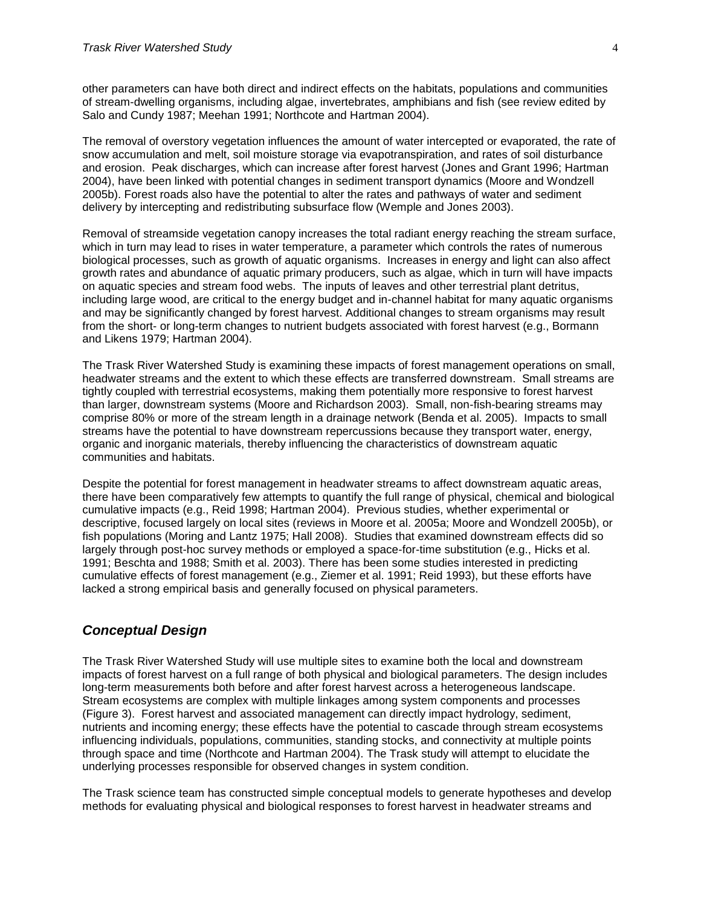other parameters can have both direct and indirect effects on the habitats, populations and communities of stream-dwelling organisms, including algae, invertebrates, amphibians and fish (see review edited by Salo and Cundy 1987; Meehan 1991; Northcote and Hartman 2004).

The removal of overstory vegetation influences the amount of water intercepted or evaporated, the rate of snow accumulation and melt, soil moisture storage via evapotranspiration, and rates of soil disturbance and erosion. Peak discharges, which can increase after forest harvest (Jones and Grant 1996; Hartman 2004), have been linked with potential changes in sediment transport dynamics (Moore and Wondzell 2005b). Forest roads also have the potential to alter the rates and pathways of water and sediment delivery by intercepting and redistributing subsurface flow (Wemple and Jones 2003).

Removal of streamside vegetation canopy increases the total radiant energy reaching the stream surface, which in turn may lead to rises in water temperature, a parameter which controls the rates of numerous biological processes, such as growth of aquatic organisms. Increases in energy and light can also affect growth rates and abundance of aquatic primary producers, such as algae, which in turn will have impacts on aquatic species and stream food webs. The inputs of leaves and other terrestrial plant detritus, including large wood, are critical to the energy budget and in-channel habitat for many aquatic organisms and may be significantly changed by forest harvest. Additional changes to stream organisms may result from the short- or long-term changes to nutrient budgets associated with forest harvest (e.g., Bormann and Likens 1979; Hartman 2004).

The Trask River Watershed Study is examining these impacts of forest management operations on small, headwater streams and the extent to which these effects are transferred downstream. Small streams are tightly coupled with terrestrial ecosystems, making them potentially more responsive to forest harvest than larger, downstream systems (Moore and Richardson 2003). Small, non-fish-bearing streams may comprise 80% or more of the stream length in a drainage network (Benda et al. 2005). Impacts to small streams have the potential to have downstream repercussions because they transport water, energy, organic and inorganic materials, thereby influencing the characteristics of downstream aquatic communities and habitats.

Despite the potential for forest management in headwater streams to affect downstream aquatic areas, there have been comparatively few attempts to quantify the full range of physical, chemical and biological cumulative impacts (e.g., Reid 1998; Hartman 2004). Previous studies, whether experimental or descriptive, focused largely on local sites (reviews in Moore et al. 2005a; Moore and Wondzell 2005b), or fish populations (Moring and Lantz 1975; Hall 2008). Studies that examined downstream effects did so largely through post-hoc survey methods or employed a space-for-time substitution (e.g., Hicks et al. 1991; Beschta and 1988; Smith et al. 2003). There has been some studies interested in predicting cumulative effects of forest management (e.g., Ziemer et al. 1991; Reid 1993), but these efforts have lacked a strong empirical basis and generally focused on physical parameters.

## *Conceptual Design*

The Trask River Watershed Study will use multiple sites to examine both the local and downstream impacts of forest harvest on a full range of both physical and biological parameters. The design includes long-term measurements both before and after forest harvest across a heterogeneous landscape. Stream ecosystems are complex with multiple linkages among system components and processes (Figure 3). Forest harvest and associated management can directly impact hydrology, sediment, nutrients and incoming energy; these effects have the potential to cascade through stream ecosystems influencing individuals, populations, communities, standing stocks, and connectivity at multiple points through space and time (Northcote and Hartman 2004). The Trask study will attempt to elucidate the underlying processes responsible for observed changes in system condition.

The Trask science team has constructed simple conceptual models to generate hypotheses and develop methods for evaluating physical and biological responses to forest harvest in headwater streams and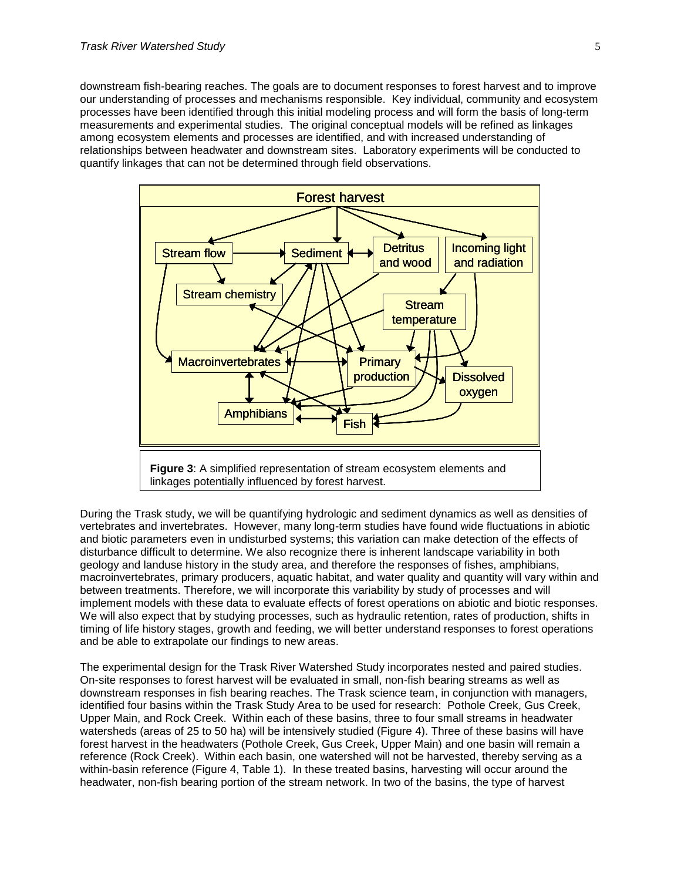downstream fish-bearing reaches. The goals are to document responses to forest harvest and to improve our understanding of processes and mechanisms responsible. Key individual, community and ecosystem processes have been identified through this initial modeling process and will form the basis of long-term measurements and experimental studies. The original conceptual models will be refined as linkages among ecosystem elements and processes are identified, and with increased understanding of relationships between headwater and downstream sites. Laboratory experiments will be conducted to quantify linkages that can not be determined through field observations.

**Figure 3**: A simplified representation of stream ecosystem elements and linkages potentially influenced by forest harvest.

During the Trask study, we will be quantifying hydrologic and sediment dynamics as well as densities of vertebrates and invertebrates. However, many long-term studies have found wide fluctuations in abiotic and biotic parameters even in undisturbed systems; this variation can make detection of the effects of disturbance difficult to determine. We also recognize there is inherent landscape variability in both geology and landuse history in the study area, and therefore the responses of fishes, amphibians, macroinvertebrates, primary producers, aquatic habitat, and water quality and quantity will vary within and between treatments. Therefore, we will incorporate this variability by study of processes and will implement models with these data to evaluate effects of forest operations on abiotic and biotic responses. We will also expect that by studying processes, such as hydraulic retention, rates of production, shifts in timing of life history stages, growth and feeding, we will better understand responses to forest operations and be able to extrapolate our findings to new areas.

The experimental design for the Trask River Watershed Study incorporates nested and paired studies. On-site responses to forest harvest will be evaluated in small, non-fish bearing streams as well as downstream responses in fish bearing reaches. The Trask science team, in conjunction with managers, identified four basins within the Trask Study Area to be used for research: Pothole Creek, Gus Creek, Upper Main, and Rock Creek. Within each of these basins, three to four small streams in headwater watersheds (areas of 25 to 50 ha) will be intensively studied (Figure 4). Three of these basins will have forest harvest in the headwaters (Pothole Creek, Gus Creek, Upper Main) and one basin will remain a reference (Rock Creek). Within each basin, one watershed will not be harvested, thereby serving as a within-basin reference (Figure 4, Table 1). In these treated basins, harvesting will occur around the headwater, non-fish bearing portion of the stream network. In two of the basins, the type of harvest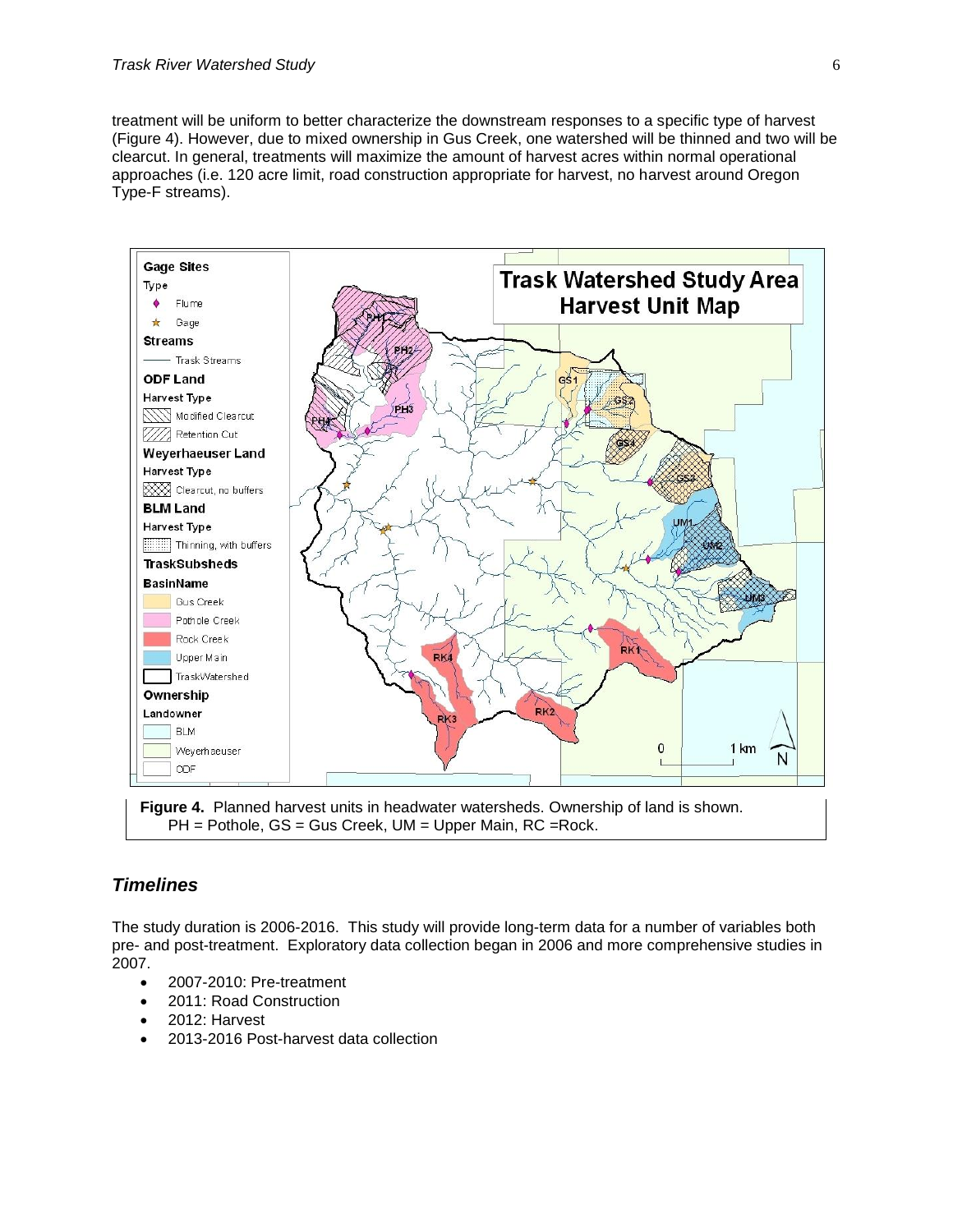treatment will be uniform to better characterize the downstream responses to a specific type of harvest (Figure 4). However, due to mixed ownership in Gus Creek, one watershed will be thinned and two will be clearcut. In general, treatments will maximize the amount of harvest acres within normal operational approaches (i.e. 120 acre limit, road construction appropriate for harvest, no harvest around Oregon Type-F streams).

**Figure 4.** Planned harvest units in headwater watersheds. Ownership of land is shown. PH = Pothole, GS = Gus Creek, UM = Upper Main, RC =Rock.

## *Timelines*

The study duration is 2006-2016. This study will provide long-term data for a number of variables both pre- and post-treatment. Exploratory data collection began in 2006 and more comprehensive studies in 2007.

- 2007-2010: Pre-treatment
- 2011: Road Construction
- 2012: Harvest
- 2013-2016 Post-harvest data collection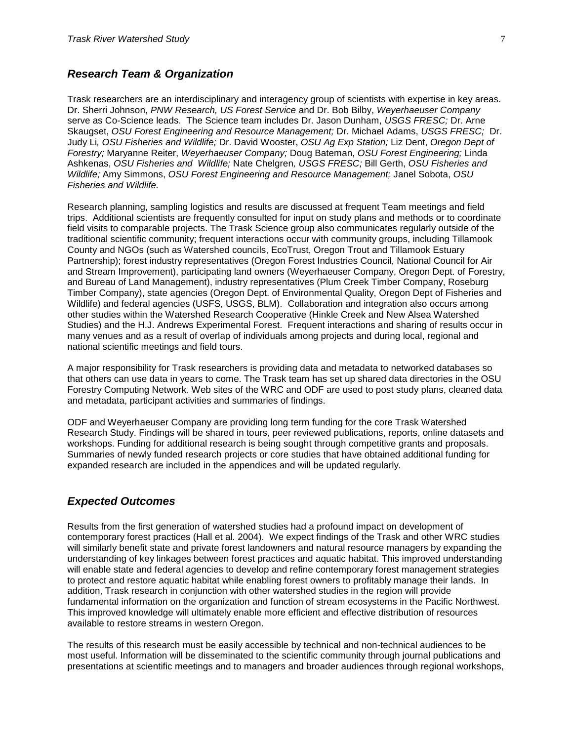## *Research Team & Organization*

Trask researchers are an interdisciplinary and interagency group of scientists with expertise in key areas. Dr. Sherri Johnson, *PNW Research, US Forest Service* and Dr. Bob Bilby, *Weyerhaeuser Company* serve as Co-Science leads. The Science team includes Dr. Jason Dunham, *USGS FRESC;* Dr. Arne Skaugset, *OSU Forest Engineering and Resource Management;* Dr. Michael Adams, *USGS FRESC;* Dr. Judy Li*, OSU Fisheries and Wildlife;* Dr. David Wooster, *OSU Ag Exp Station;* Liz Dent, *Oregon Dept of Forestry;* Maryanne Reiter, *Weyerhaeuser Company;* Doug Bateman, *OSU Forest Engineering;* Linda Ashkenas, *OSU Fisheries and Wildlife;* Nate Chelgren*, USGS FRESC;* Bill Gerth, *OSU Fisheries and Wildlife;* Amy Simmons, *OSU Forest Engineering and Resource Management;* Janel Sobota, *OSU Fisheries and Wildlife.*

Research planning, sampling logistics and results are discussed at frequent Team meetings and field trips. Additional scientists are frequently consulted for input on study plans and methods or to coordinate field visits to comparable projects. The Trask Science group also communicates regularly outside of the traditional scientific community; frequent interactions occur with community groups, including Tillamook County and NGOs (such as Watershed councils, EcoTrust, Oregon Trout and Tillamook Estuary Partnership); forest industry representatives (Oregon Forest Industries Council, National Council for Air and Stream Improvement), participating land owners (Weyerhaeuser Company, Oregon Dept. of Forestry, and Bureau of Land Management), industry representatives (Plum Creek Timber Company, Roseburg Timber Company), state agencies (Oregon Dept. of Environmental Quality, Oregon Dept of Fisheries and Wildlife) and federal agencies (USFS, USGS, BLM). Collaboration and integration also occurs among other studies within the Watershed Research Cooperative (Hinkle Creek and New Alsea Watershed Studies) and the H.J. Andrews Experimental Forest. Frequent interactions and sharing of results occur in many venues and as a result of overlap of individuals among projects and during local, regional and national scientific meetings and field tours.

A major responsibility for Trask researchers is providing data and metadata to networked databases so that others can use data in years to come. The Trask team has set up shared data directories in the OSU Forestry Computing Network. Web sites of the WRC and ODF are used to post study plans, cleaned data and metadata, participant activities and summaries of findings.

ODF and Weyerhaeuser Company are providing long term funding for the core Trask Watershed Research Study. Findings will be shared in tours, peer reviewed publications, reports, online datasets and workshops. Funding for additional research is being sought through competitive grants and proposals. Summaries of newly funded research projects or core studies that have obtained additional funding for expanded research are included in the appendices and will be updated regularly.

## *Expected Outcomes*

Results from the first generation of watershed studies had a profound impact on development of contemporary forest practices (Hall et al. 2004). We expect findings of the Trask and other WRC studies will similarly benefit state and private forest landowners and natural resource managers by expanding the understanding of key linkages between forest practices and aquatic habitat. This improved understanding will enable state and federal agencies to develop and refine contemporary forest management strategies to protect and restore aquatic habitat while enabling forest owners to profitably manage their lands. In addition, Trask research in conjunction with other watershed studies in the region will provide fundamental information on the organization and function of stream ecosystems in the Pacific Northwest. This improved knowledge will ultimately enable more efficient and effective distribution of resources available to restore streams in western Oregon.

The results of this research must be easily accessible by technical and non-technical audiences to be most useful. Information will be disseminated to the scientific community through journal publications and presentations at scientific meetings and to managers and broader audiences through regional workshops,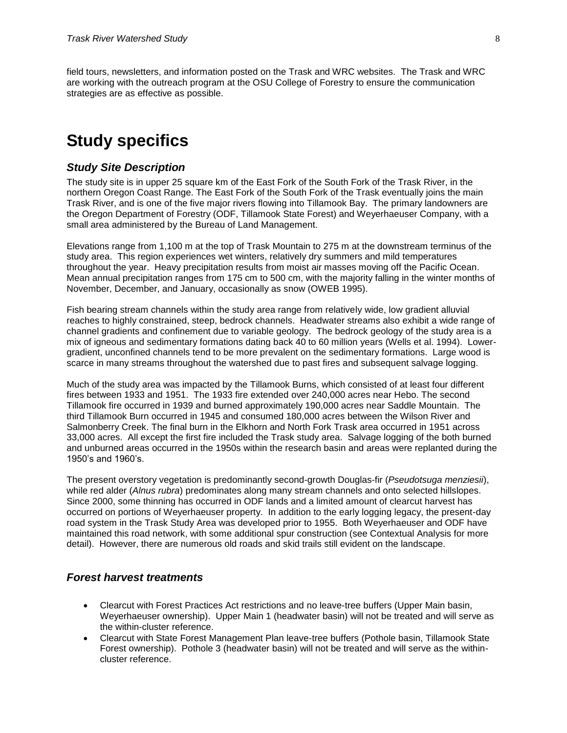field tours, newsletters, and information posted on the Trask and WRC websites. The Trask and WRC are working with the outreach program at the OSU College of Forestry to ensure the communication strategies are as effective as possible.

# Study specifics

## *Study Site Description*

The study site is in upper 25 square km of the East Fork of the South Fork of the Trask River, in the northern Oregon Coast Range. The East Fork of the South Fork of the Trask eventually joins the main Trask River, and is one of the five major rivers flowing into Tillamook Bay. The primary landowners are the Oregon Department of Forestry (ODF, Tillamook State Forest) and Weyerhaeuser Company, with a small area administered by the Bureau of Land Management.

Elevations range from 1,100 m at the top of Trask Mountain to 275 m at the downstream terminus of the study area. This region experiences wet winters, relatively dry summers and mild temperatures throughout the year. Heavy precipitation results from moist air masses moving off the Pacific Ocean. Mean annual precipitation ranges from 175 cm to 500 cm, with the majority falling in the winter months of November, December, and January, occasionally as snow (OWEB 1995).

Fish bearing stream channels within the study area range from relatively wide, low gradient alluvial reaches to highly constrained, steep, bedrock channels. Headwater streams also exhibit a wide range of channel gradients and confinement due to variable geology. The bedrock geology of the study area is a mix of igneous and sedimentary formations dating back 40 to 60 million years (Wells et al. 1994). Lower-gradient, unconfined channels tend to be more prevalent on the sedimentary formations. Large wood is scarce in many streams throughout the watershed due to past fires and subsequent salvage logging.

Much of the study area was impacted by the Tillamook Burns, which consisted of at least four different fires between 1933 and 1951. The 1933 fire extended over 240,000 acres near Hebo. The second Tillamook fire occurred in 1939 and burned approximately 190,000 acres near Saddle Mountain. The third Tillamook Burn occurred in 1945 and consumed 180,000 acres between the Wilson River and Salmonberry Creek. The final burn in the Elkhorn and North Fork Trask area occurred in 1951 across 33,000 acres. All except the first fire included the Trask study area. Salvage logging of the both burned and unburned areas occurred in the 1950s within the research basin and areas were replanted during the 1950's and 1960's.

The present overstory vegetation is predominantly second-growth Douglas-fir (*Pseudotsuga menziesii*), while red alder (*Alnus rubra*) predominates along many stream channels and onto selected hillslopes. Since 2000, some thinning has occurred in ODF lands and a limited amount of clearcut harvest has occurred on portions of Weyerhaeuser property. In addition to the early logging legacy, the present-day road system in the Trask Study Area was developed prior to 1955. Both Weyerhaeuser and ODF have maintained this road network, with some additional spur construction (see Contextual Analysis for more detail). However, there are numerous old roads and skid trails still evident on the landscape.

## *Forest harvest treatments*

- Clearcut with Forest Practices Act restrictions and no leave-tree buffers (Upper Main basin, Weyerhaeuser ownership). Upper Main 1 (headwater basin) will not be treated and will serve as the within-cluster reference.
- Clearcut with State Forest Management Plan leave-tree buffers (Pothole basin, Tillamook State Forest ownership). Pothole 3 (headwater basin) will not be treated and will serve as the within-cluster reference.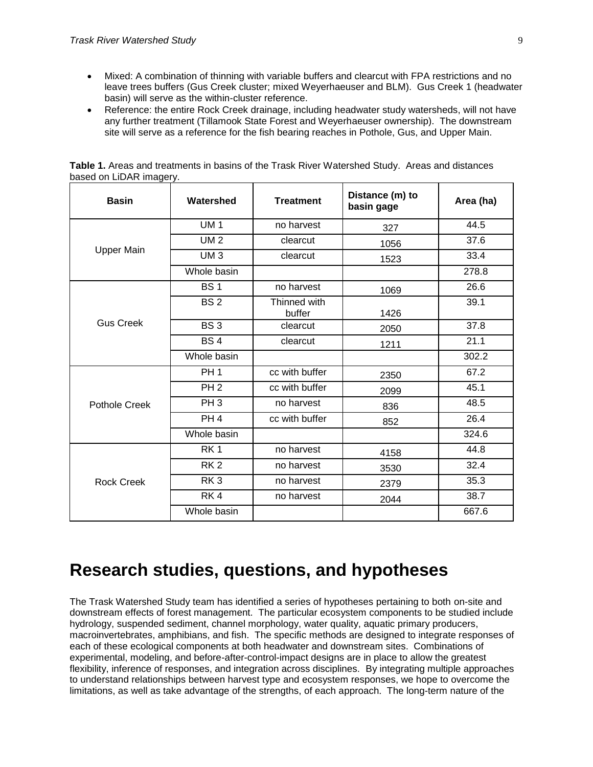- Mixed: A combination of thinning with variable buffers and clearcut with FPA restrictions and no leave trees buffers (Gus Creek cluster; mixed Weyerhaeuser and BLM). Gus Creek 1 (headwater basin) will serve as the within-cluster reference.
- Reference: the entire Rock Creek drainage, including headwater study watersheds, will not have any further treatment (Tillamook State Forest and Weyerhaeuser ownership). The downstream site will serve as a reference for the fish bearing reaches in Pothole, Gus, and Upper Main.

**Table 1.** Areas and treatments in basins of the Trask River Watershed Study. Areas and distances based on LiDAR imagery.

| Basin | Watershed | Treatment | Distance (m) to basin gage | Area (ha) |
|---|---|---|---|---|
| Upper Main | UM 1 | no harvest | 327 | 44.5 |
| | UM 2 | clearcut | 1056 | 37.6 |
| | UM 3 | clearcut | 1523 | 33.4 |
| | Whole basin | | | 278.8 |
| Gus Creek | BS 1 | no harvest | 1069 | 26.6 |
| | BS 2 | Thinned with buffer | 1426 | 39.1 |
| | BS 3 | clearcut | 2050 | 37.8 |
| | BS 4 | clearcut | 1211 | 21.1 |
| | Whole basin | | | 302.2 |
| Pothole Creek | PH 1 | cc with buffer | 2350 | 67.2 |
| | PH 2 | cc with buffer | 2099 | 45.1 |
| | PH 3 | no harvest | 836 | 48.5 |
| | PH 4 | cc with buffer | 852 | 26.4 |
| | Whole basin | | | 324.6 |
| Rock Creek | RK 1 | no harvest | 4158 | 44.8 |
| | RK 2 | no harvest | 3530 | 32.4 |
| | RK 3 | no harvest | 2379 | 35.3 |
| | RK 4 | no harvest | 2044 | 38.7 |
| | Whole basin | | | 667.6 |

# Research studies, questions, and hypotheses

The Trask Watershed Study team has identified a series of hypotheses pertaining to both on-site and downstream effects of forest management. The particular ecosystem components to be studied include hydrology, suspended sediment, channel morphology, water quality, aquatic primary producers, macroinvertebrates, amphibians, and fish. The specific methods are designed to integrate responses of each of these ecological components at both headwater and downstream sites. Combinations of experimental, modeling, and before-after-control-impact designs are in place to allow the greatest flexibility, inference of responses, and integration across disciplines. By integrating multiple approaches to understand relationships between harvest type and ecosystem responses, we hope to overcome the limitations, as well as take advantage of the strengths, of each approach. The long-term nature of the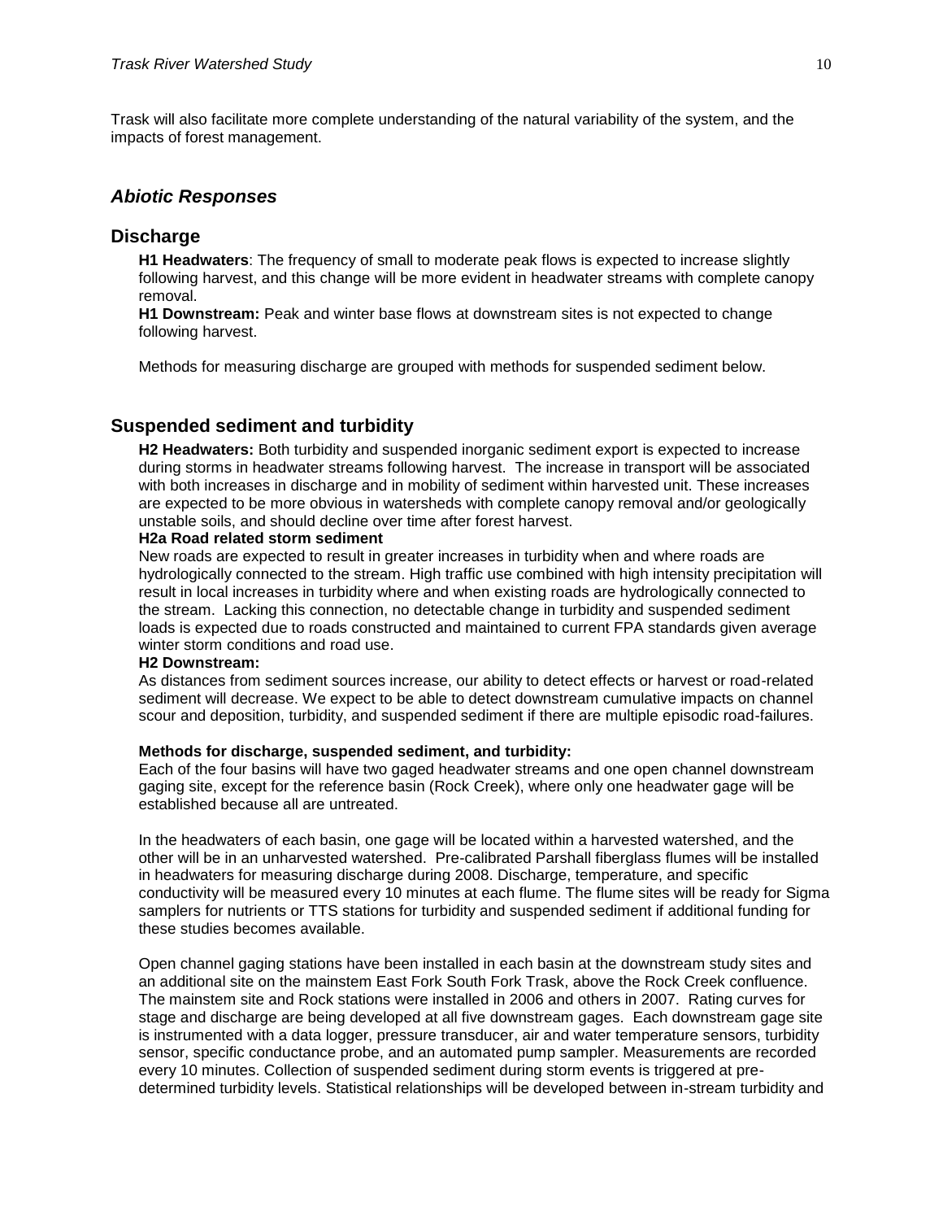Trask will also facilitate more complete understanding of the natural variability of the system, and the impacts of forest management.

## *Abiotic Responses*

### Discharge

**H1 Headwaters**: The frequency of small to moderate peak flows is expected to increase slightly following harvest, and this change will be more evident in headwater streams with complete canopy removal.
**H1 Downstream:** Peak and winter base flows at downstream sites is not expected to change following harvest.

Methods for measuring discharge are grouped with methods for suspended sediment below.

### Suspended sediment and turbidity

**H2 Headwaters:** Both turbidity and suspended inorganic sediment export is expected to increase during storms in headwater streams following harvest. The increase in transport will be associated with both increases in discharge and in mobility of sediment within harvested unit. These increases are expected to be more obvious in watersheds with complete canopy removal and/or geologically unstable soils, and should decline over time after forest harvest.

**H2a Road related storm sediment**

New roads are expected to result in greater increases in turbidity when and where roads are hydrologically connected to the stream. High traffic use combined with high intensity precipitation will result in local increases in turbidity where and when existing roads are hydrologically connected to the stream. Lacking this connection, no detectable change in turbidity and suspended sediment loads is expected due to roads constructed and maintained to current FPA standards given average winter storm conditions and road use.

**H2 Downstream:**

As distances from sediment sources increase, our ability to detect effects or harvest or road-related sediment will decrease. We expect to be able to detect downstream cumulative impacts on channel scour and deposition, turbidity, and suspended sediment if there are multiple episodic road-failures.

**Methods for discharge, suspended sediment, and turbidity:**

Each of the four basins will have two gaged headwater streams and one open channel downstream gaging site, except for the reference basin (Rock Creek), where only one headwater gage will be established because all are untreated.

In the headwaters of each basin, one gage will be located within a harvested watershed, and the other will be in an unharvested watershed. Pre-calibrated Parshall fiberglass flumes will be installed in headwaters for measuring discharge during 2008. Discharge, temperature, and specific conductivity will be measured every 10 minutes at each flume. The flume sites will be ready for Sigma samplers for nutrients or TTS stations for turbidity and suspended sediment if additional funding for these studies becomes available.

Open channel gaging stations have been installed in each basin at the downstream study sites and an additional site on the mainstem East Fork South Fork Trask, above the Rock Creek confluence. The mainstem site and Rock stations were installed in 2006 and others in 2007. Rating curves for stage and discharge are being developed at all five downstream gages. Each downstream gage site is instrumented with a data logger, pressure transducer, air and water temperature sensors, turbidity sensor, specific conductance probe, and an automated pump sampler. Measurements are recorded every 10 minutes. Collection of suspended sediment during storm events is triggered at pre-determined turbidity levels. Statistical relationships will be developed between in-stream turbidity and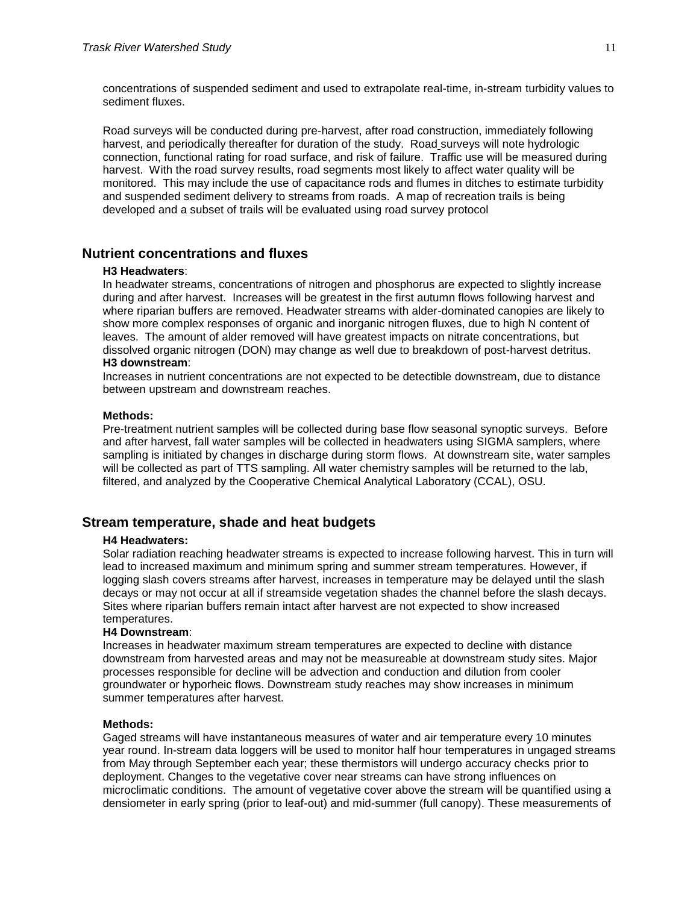concentrations of suspended sediment and used to extrapolate real-time, in-stream turbidity values to sediment fluxes.

Road surveys will be conducted during pre-harvest, after road construction, immediately following harvest, and periodically thereafter for duration of the study. Road surveys will note hydrologic connection, functional rating for road surface, and risk of failure. Traffic use will be measured during harvest. With the road survey results, road segments most likely to affect water quality will be monitored. This may include the use of capacitance rods and flumes in ditches to estimate turbidity and suspended sediment delivery to streams from roads. A map of recreation trails is being developed and a subset of trails will be evaluated using road survey protocol

## Nutrient concentrations and fluxes

**H3 Headwaters**:
In headwater streams, concentrations of nitrogen and phosphorus are expected to slightly increase during and after harvest. Increases will be greatest in the first autumn flows following harvest and where riparian buffers are removed. Headwater streams with alder-dominated canopies are likely to show more complex responses of organic and inorganic nitrogen fluxes, due to high N content of leaves. The amount of alder removed will have greatest impacts on nitrate concentrations, but dissolved organic nitrogen (DON) may change as well due to breakdown of post-harvest detritus.

**H3 downstream**:
Increases in nutrient concentrations are not expected to be detectible downstream, due to distance between upstream and downstream reaches.

**Methods:**
Pre-treatment nutrient samples will be collected during base flow seasonal synoptic surveys. Before and after harvest, fall water samples will be collected in headwaters using SIGMA samplers, where sampling is initiated by changes in discharge during storm flows. At downstream site, water samples will be collected as part of TTS sampling. All water chemistry samples will be returned to the lab, filtered, and analyzed by the Cooperative Chemical Analytical Laboratory (CCAL), OSU.

## Stream temperature, shade and heat budgets

**H4 Headwaters:**
Solar radiation reaching headwater streams is expected to increase following harvest. This in turn will lead to increased maximum and minimum spring and summer stream temperatures. However, if logging slash covers streams after harvest, increases in temperature may be delayed until the slash decays or may not occur at all if streamside vegetation shades the channel before the slash decays. Sites where riparian buffers remain intact after harvest are not expected to show increased temperatures.

**H4 Downstream**:
Increases in headwater maximum stream temperatures are expected to decline with distance downstream from harvested areas and may not be measureable at downstream study sites. Major processes responsible for decline will be advection and conduction and dilution from cooler groundwater or hyporheic flows. Downstream study reaches may show increases in minimum summer temperatures after harvest.

**Methods:**
Gaged streams will have instantaneous measures of water and air temperature every 10 minutes year round. In-stream data loggers will be used to monitor half hour temperatures in ungaged streams from May through September each year; these thermistors will undergo accuracy checks prior to deployment. Changes to the vegetative cover near streams can have strong influences on microclimatic conditions. The amount of vegetative cover above the stream will be quantified using a densiometer in early spring (prior to leaf-out) and mid-summer (full canopy). These measurements of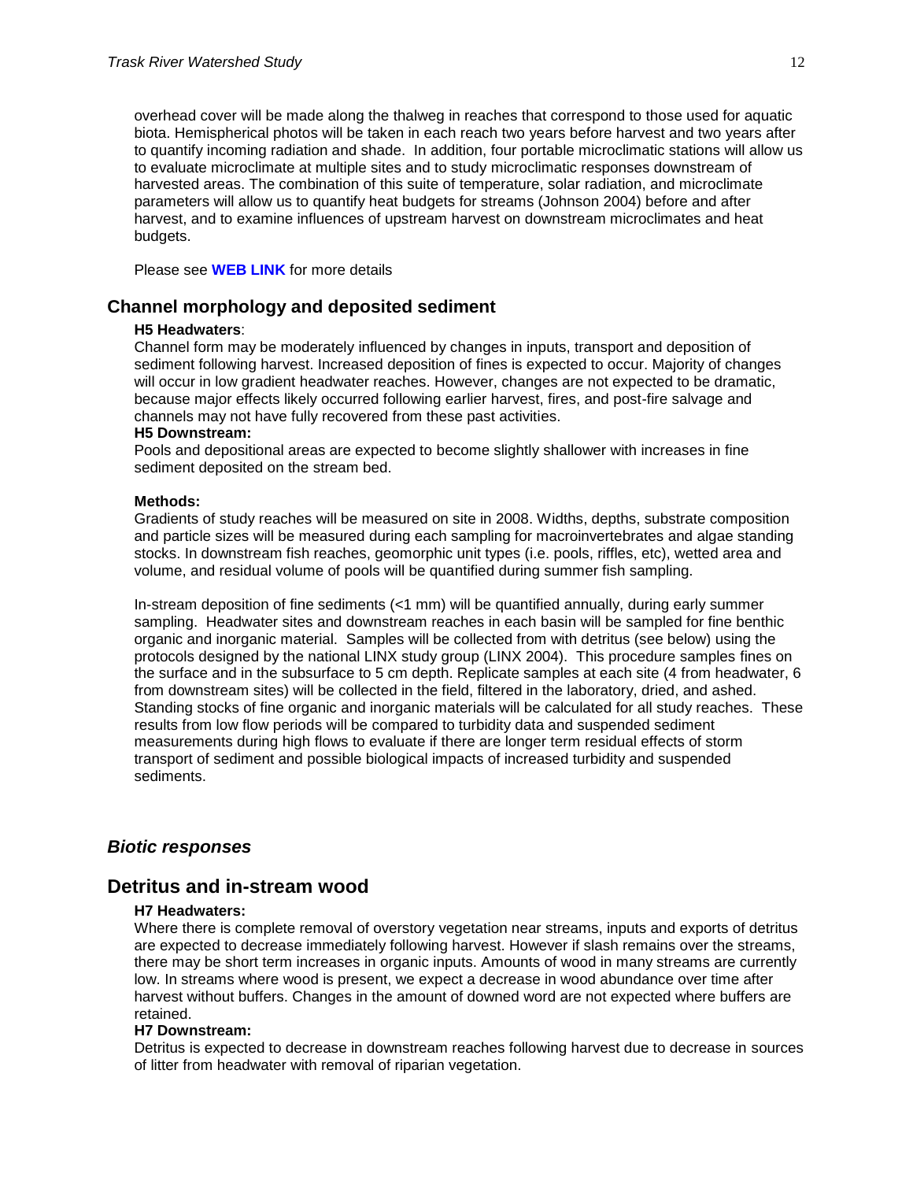overhead cover will be made along the thalweg in reaches that correspond to those used for aquatic biota. Hemispherical photos will be taken in each reach two years before harvest and two years after to quantify incoming radiation and shade. In addition, four portable microclimatic stations will allow us to evaluate microclimate at multiple sites and to study microclimatic responses downstream of harvested areas. The combination of this suite of temperature, solar radiation, and microclimate parameters will allow us to quantify heat budgets for streams (Johnson 2004) before and after harvest, and to examine influences of upstream harvest on downstream microclimates and heat budgets.

Please see **WEB LINK** for more details

## Channel morphology and deposited sediment

**H5 Headwaters**:
Channel form may be moderately influenced by changes in inputs, transport and deposition of sediment following harvest. Increased deposition of fines is expected to occur. Majority of changes will occur in low gradient headwater reaches. However, changes are not expected to be dramatic, because major effects likely occurred following earlier harvest, fires, and post-fire salvage and channels may not have fully recovered from these past activities.

**H5 Downstream:**
Pools and depositional areas are expected to become slightly shallower with increases in fine sediment deposited on the stream bed.

**Methods:**
Gradients of study reaches will be measured on site in 2008. Widths, depths, substrate composition and particle sizes will be measured during each sampling for macroinvertebrates and algae standing stocks. In downstream fish reaches, geomorphic unit types (i.e. pools, riffles, etc), wetted area and volume, and residual volume of pools will be quantified during summer fish sampling.

In-stream deposition of fine sediments (<1 mm) will be quantified annually, during early summer sampling. Headwater sites and downstream reaches in each basin will be sampled for fine benthic organic and inorganic material. Samples will be collected from with detritus (see below) using the protocols designed by the national LINX study group (LINX 2004). This procedure samples fines on the surface and in the subsurface to 5 cm depth. Replicate samples at each site (4 from headwater, 6 from downstream sites) will be collected in the field, filtered in the laboratory, dried, and ashed. Standing stocks of fine organic and inorganic materials will be calculated for all study reaches. These results from low flow periods will be compared to turbidity data and suspended sediment measurements during high flows to evaluate if there are longer term residual effects of storm transport of sediment and possible biological impacts of increased turbidity and suspended sediments.

### *Biotic responses*

## Detritus and in-stream wood

**H7 Headwaters:**
Where there is complete removal of overstory vegetation near streams, inputs and exports of detritus are expected to decrease immediately following harvest. However if slash remains over the streams, there may be short term increases in organic inputs. Amounts of wood in many streams are currently low. In streams where wood is present, we expect a decrease in wood abundance over time after harvest without buffers. Changes in the amount of downed word are not expected where buffers are retained.

**H7 Downstream:**
Detritus is expected to decrease in downstream reaches following harvest due to decrease in sources of litter from headwater with removal of riparian vegetation.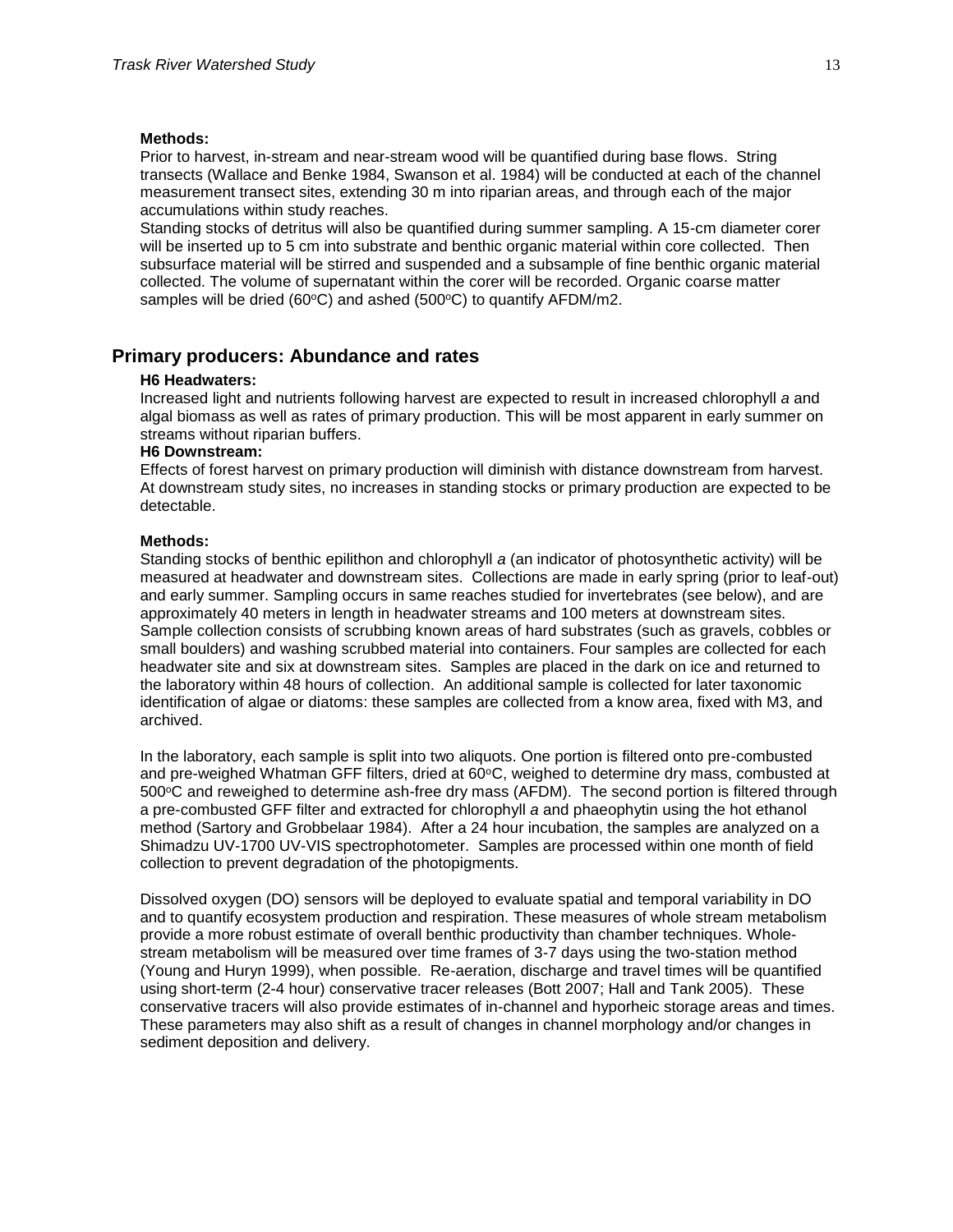**Methods:**

Prior to harvest, in-stream and near-stream wood will be quantified during base flows. String transects (Wallace and Benke 1984, Swanson et al. 1984) will be conducted at each of the channel measurement transect sites, extending 30 m into riparian areas, and through each of the major accumulations within study reaches.

Standing stocks of detritus will also be quantified during summer sampling. A 15-cm diameter corer will be inserted up to 5 cm into substrate and benthic organic material within core collected. Then subsurface material will be stirred and suspended and a subsample of fine benthic organic material collected. The volume of supernatant within the corer will be recorded. Organic coarse matter samples will be dried (60$^{o}$C) and ashed (500$^{o}$C) to quantify AFDM/m2.

## Primary producers: Abundance and rates

**H6 Headwaters:**

Increased light and nutrients following harvest are expected to result in increased chlorophyll *a* and algal biomass as well as rates of primary production. This will be most apparent in early summer on streams without riparian buffers.

**H6 Downstream:**

Effects of forest harvest on primary production will diminish with distance downstream from harvest. At downstream study sites, no increases in standing stocks or primary production are expected to be detectable.

**Methods:**

Standing stocks of benthic epilithon and chlorophyll *a* (an indicator of photosynthetic activity) will be measured at headwater and downstream sites. Collections are made in early spring (prior to leaf-out) and early summer. Sampling occurs in same reaches studied for invertebrates (see below), and are approximately 40 meters in length in headwater streams and 100 meters at downstream sites. Sample collection consists of scrubbing known areas of hard substrates (such as gravels, cobbles or small boulders) and washing scrubbed material into containers. Four samples are collected for each headwater site and six at downstream sites. Samples are placed in the dark on ice and returned to the laboratory within 48 hours of collection. An additional sample is collected for later taxonomic identification of algae or diatoms: these samples are collected from a know area, fixed with M3, and archived.

In the laboratory, each sample is split into two aliquots. One portion is filtered onto pre-combusted and pre-weighed Whatman GFF filters, dried at 60$^{o}$C, weighed to determine dry mass, combusted at 500$^{o}$C and reweighed to determine ash-free dry mass (AFDM). The second portion is filtered through a pre-combusted GFF filter and extracted for chlorophyll *a* and phaeophytin using the hot ethanol method (Sartory and Grobbelaar 1984). After a 24 hour incubation, the samples are analyzed on a Shimadzu UV-1700 UV-VIS spectrophotometer. Samples are processed within one month of field collection to prevent degradation of the photopigments.

Dissolved oxygen (DO) sensors will be deployed to evaluate spatial and temporal variability in DO and to quantify ecosystem production and respiration. These measures of whole stream metabolism provide a more robust estimate of overall benthic productivity than chamber techniques. Whole-stream metabolism will be measured over time frames of 3-7 days using the two-station method (Young and Huryn 1999), when possible. Re-aeration, discharge and travel times will be quantified using short-term (2-4 hour) conservative tracer releases (Bott 2007; Hall and Tank 2005). These conservative tracers will also provide estimates of in-channel and hyporheic storage areas and times. These parameters may also shift as a result of changes in channel morphology and/or changes in sediment deposition and delivery.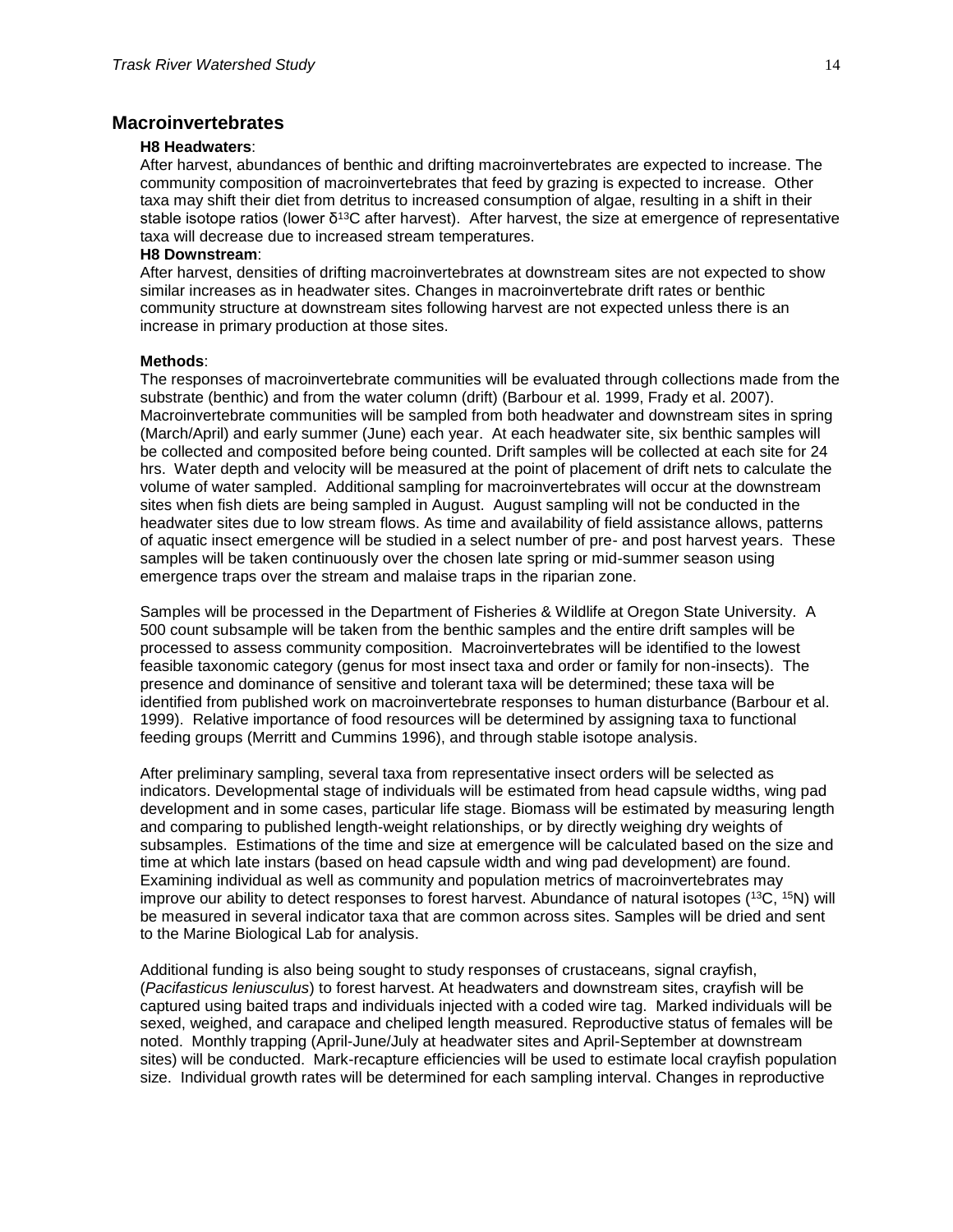## Macroinvertebrates

**H8 Headwaters**:

After harvest, abundances of benthic and drifting macroinvertebrates are expected to increase. The community composition of macroinvertebrates that feed by grazing is expected to increase. Other taxa may shift their diet from detritus to increased consumption of algae, resulting in a shift in their stable isotope ratios (lower $\delta^{13}C$ after harvest). After harvest, the size at emergence of representative taxa will decrease due to increased stream temperatures.

**H8 Downstream**:

After harvest, densities of drifting macroinvertebrates at downstream sites are not expected to show similar increases as in headwater sites. Changes in macroinvertebrate drift rates or benthic community structure at downstream sites following harvest are not expected unless there is an increase in primary production at those sites.

**Methods**:

The responses of macroinvertebrate communities will be evaluated through collections made from the substrate (benthic) and from the water column (drift) (Barbour et al. 1999, Frady et al. 2007). Macroinvertebrate communities will be sampled from both headwater and downstream sites in spring (March/April) and early summer (June) each year. At each headwater site, six benthic samples will be collected and composited before being counted. Drift samples will be collected at each site for 24 hrs. Water depth and velocity will be measured at the point of placement of drift nets to calculate the volume of water sampled. Additional sampling for macroinvertebrates will occur at the downstream sites when fish diets are being sampled in August. August sampling will not be conducted in the headwater sites due to low stream flows. As time and availability of field assistance allows, patterns of aquatic insect emergence will be studied in a select number of pre- and post harvest years. These samples will be taken continuously over the chosen late spring or mid-summer season using emergence traps over the stream and malaise traps in the riparian zone.

Samples will be processed in the Department of Fisheries & Wildlife at Oregon State University. A 500 count subsample will be taken from the benthic samples and the entire drift samples will be processed to assess community composition. Macroinvertebrates will be identified to the lowest feasible taxonomic category (genus for most insect taxa and order or family for non-insects). The presence and dominance of sensitive and tolerant taxa will be determined; these taxa will be identified from published work on macroinvertebrate responses to human disturbance (Barbour et al. 1999). Relative importance of food resources will be determined by assigning taxa to functional feeding groups (Merritt and Cummins 1996), and through stable isotope analysis.

After preliminary sampling, several taxa from representative insect orders will be selected as indicators. Developmental stage of individuals will be estimated from head capsule widths, wing pad development and in some cases, particular life stage. Biomass will be estimated by measuring length and comparing to published length-weight relationships, or by directly weighing dry weights of subsamples. Estimations of the time and size at emergence will be calculated based on the size and time at which late instars (based on head capsule width and wing pad development) are found. Examining individual as well as community and population metrics of macroinvertebrates may improve our ability to detect responses to forest harvest. Abundance of natural isotopes ($^{13}C$, $^{15}N$) will be measured in several indicator taxa that are common across sites. Samples will be dried and sent to the Marine Biological Lab for analysis.

Additional funding is also being sought to study responses of crustaceans, signal crayfish, (*Pacifasticus leniusculus*) to forest harvest. At headwaters and downstream sites, crayfish will be captured using baited traps and individuals injected with a coded wire tag. Marked individuals will be sexed, weighed, and carapace and cheliped length measured. Reproductive status of females will be noted. Monthly trapping (April-June/July at headwater sites and April-September at downstream sites) will be conducted. Mark-recapture efficiencies will be used to estimate local crayfish population size. Individual growth rates will be determined for each sampling interval. Changes in reproductive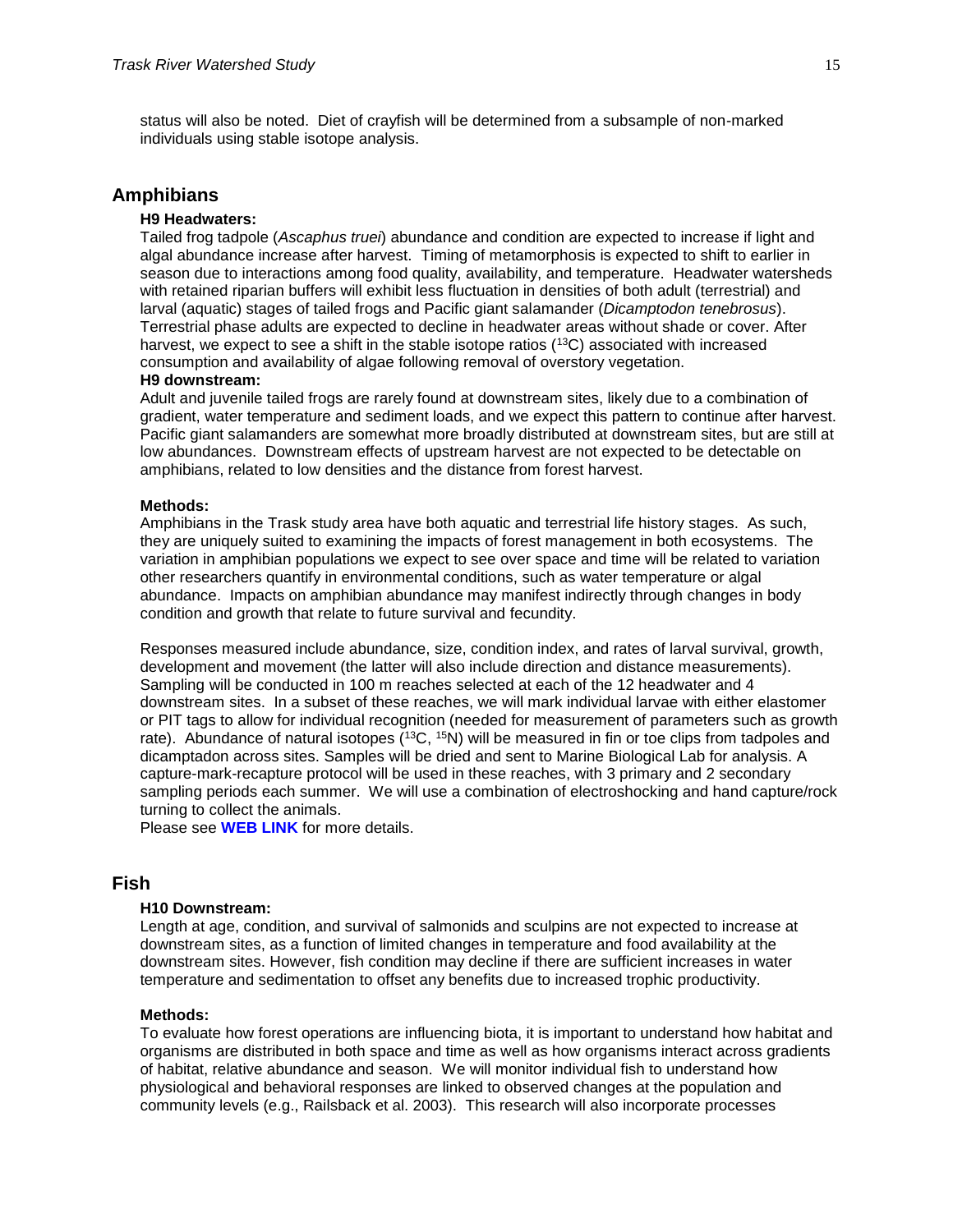status will also be noted. Diet of crayfish will be determined from a subsample of non-marked individuals using stable isotope analysis.

## Amphibians

**H9 Headwaters:**

Tailed frog tadpole (*Ascaphus truei*) abundance and condition are expected to increase if light and algal abundance increase after harvest. Timing of metamorphosis is expected to shift to earlier in season due to interactions among food quality, availability, and temperature. Headwater watersheds with retained riparian buffers will exhibit less fluctuation in densities of both adult (terrestrial) and larval (aquatic) stages of tailed frogs and Pacific giant salamander (*Dicamptodon tenebrosus*). Terrestrial phase adults are expected to decline in headwater areas without shade or cover. After harvest, we expect to see a shift in the stable isotope ratios ($^{13}C$) associated with increased consumption and availability of algae following removal of overstory vegetation.

**H9 downstream:**

Adult and juvenile tailed frogs are rarely found at downstream sites, likely due to a combination of gradient, water temperature and sediment loads, and we expect this pattern to continue after harvest. Pacific giant salamanders are somewhat more broadly distributed at downstream sites, but are still at low abundances. Downstream effects of upstream harvest are not expected to be detectable on amphibians, related to low densities and the distance from forest harvest.

**Methods:**

Amphibians in the Trask study area have both aquatic and terrestrial life history stages. As such, they are uniquely suited to examining the impacts of forest management in both ecosystems. The variation in amphibian populations we expect to see over space and time will be related to variation other researchers quantify in environmental conditions, such as water temperature or algal abundance. Impacts on amphibian abundance may manifest indirectly through changes in body condition and growth that relate to future survival and fecundity.

Responses measured include abundance, size, condition index, and rates of larval survival, growth, development and movement (the latter will also include direction and distance measurements). Sampling will be conducted in 100 m reaches selected at each of the 12 headwater and 4 downstream sites. In a subset of these reaches, we will mark individual larvae with either elastomer or PIT tags to allow for individual recognition (needed for measurement of parameters such as growth rate). Abundance of natural isotopes ($^{13}C$, $^{15}N$) will be measured in fin or toe clips from tadpoles and dicamptadon across sites. Samples will be dried and sent to Marine Biological Lab for analysis. A capture-mark-recapture protocol will be used in these reaches, with 3 primary and 2 secondary sampling periods each summer. We will use a combination of electroshocking and hand capture/rock turning to collect the animals.

Please see **WEB LINK** for more details.

## Fish

**H10 Downstream:**

Length at age, condition, and survival of salmonids and sculpins are not expected to increase at downstream sites, as a function of limited changes in temperature and food availability at the downstream sites. However, fish condition may decline if there are sufficient increases in water temperature and sedimentation to offset any benefits due to increased trophic productivity.

**Methods:**

To evaluate how forest operations are influencing biota, it is important to understand how habitat and organisms are distributed in both space and time as well as how organisms interact across gradients of habitat, relative abundance and season. We will monitor individual fish to understand how physiological and behavioral responses are linked to observed changes at the population and community levels (e.g., Railsback et al. 2003). This research will also incorporate processes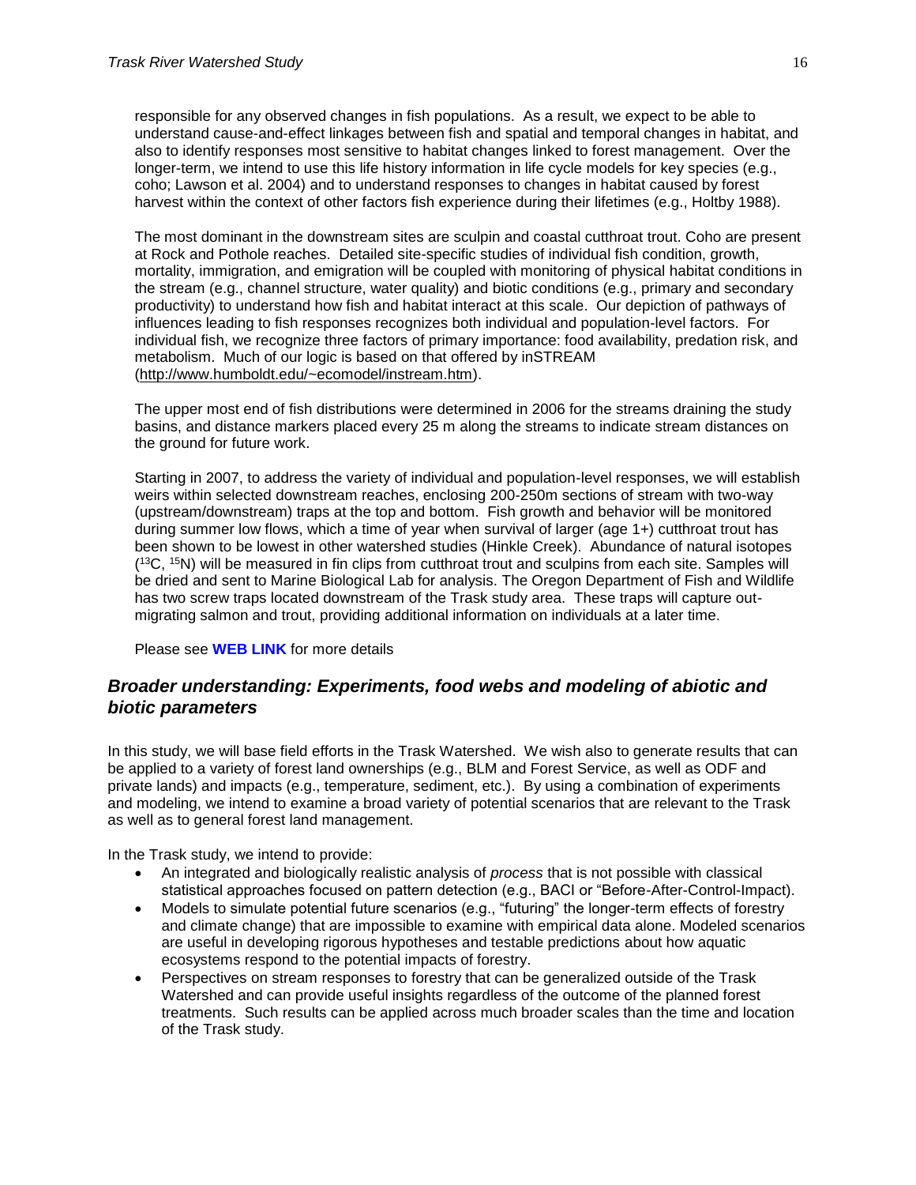responsible for any observed changes in fish populations. As a result, we expect to be able to understand cause-and-effect linkages between fish and spatial and temporal changes in habitat, and also to identify responses most sensitive to habitat changes linked to forest management. Over the longer-term, we intend to use this life history information in life cycle models for key species (e.g., coho; Lawson et al. 2004) and to understand responses to changes in habitat caused by forest harvest within the context of other factors fish experience during their lifetimes (e.g., Holtby 1988).

The most dominant in the downstream sites are sculpin and coastal cutthroat trout. Coho are present at Rock and Pothole reaches. Detailed site-specific studies of individual fish condition, growth, mortality, immigration, and emigration will be coupled with monitoring of physical habitat conditions in the stream (e.g., channel structure, water quality) and biotic conditions (e.g., primary and secondary productivity) to understand how fish and habitat interact at this scale. Our depiction of pathways of influences leading to fish responses recognizes both individual and population-level factors. For individual fish, we recognize three factors of primary importance: food availability, predation risk, and metabolism. Much of our logic is based on that offered by inSTREAM (http://www.humboldt.edu/~ecomodel/instream.htm).

The upper most end of fish distributions were determined in 2006 for the streams draining the study basins, and distance markers placed every 25 m along the streams to indicate stream distances on the ground for future work.

Starting in 2007, to address the variety of individual and population-level responses, we will establish weirs within selected downstream reaches, enclosing 200-250m sections of stream with two-way (upstream/downstream) traps at the top and bottom. Fish growth and behavior will be monitored during summer low flows, which a time of year when survival of larger (age 1+) cutthroat trout has been shown to be lowest in other watershed studies (Hinkle Creek). Abundance of natural isotopes ($^{13}C$, $^{15}N$) will be measured in fin clips from cutthroat trout and sculpins from each site. Samples will be dried and sent to Marine Biological Lab for analysis. The Oregon Department of Fish and Wildlife has two screw traps located downstream of the Trask study area. These traps will capture out-migrating salmon and trout, providing additional information on individuals at a later time.

Please see **WEB LINK** for more details

## *Broader understanding: Experiments, food webs and modeling of abiotic and biotic parameters*

In this study, we will base field efforts in the Trask Watershed. We wish also to generate results that can be applied to a variety of forest land ownerships (e.g., BLM and Forest Service, as well as ODF and private lands) and impacts (e.g., temperature, sediment, etc.). By using a combination of experiments and modeling, we intend to examine a broad variety of potential scenarios that are relevant to the Trask as well as to general forest land management.

In the Trask study, we intend to provide:

- An integrated and biologically realistic analysis of *process* that is not possible with classical statistical approaches focused on pattern detection (e.g., BACI or "Before-After-Control-Impact).
- Models to simulate potential future scenarios (e.g., "futuring" the longer-term effects of forestry and climate change) that are impossible to examine with empirical data alone. Modeled scenarios are useful in developing rigorous hypotheses and testable predictions about how aquatic ecosystems respond to the potential impacts of forestry.
- Perspectives on stream responses to forestry that can be generalized outside of the Trask Watershed and can provide useful insights regardless of the outcome of the planned forest treatments. Such results can be applied across much broader scales than the time and location of the Trask study.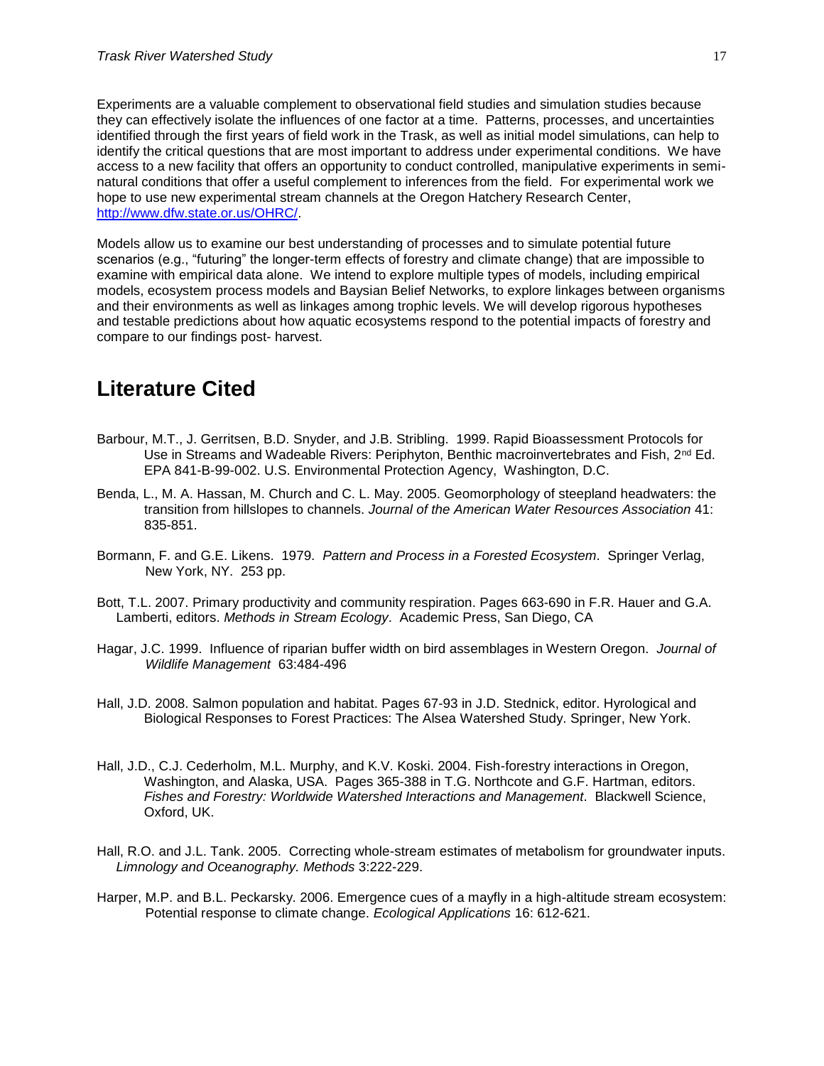Experiments are a valuable complement to observational field studies and simulation studies because they can effectively isolate the influences of one factor at a time. Patterns, processes, and uncertainties identified through the first years of field work in the Trask, as well as initial model simulations, can help to identify the critical questions that are most important to address under experimental conditions. We have access to a new facility that offers an opportunity to conduct controlled, manipulative experiments in semi-natural conditions that offer a useful complement to inferences from the field. For experimental work we hope to use new experimental stream channels at the Oregon Hatchery Research Center, http://www.dfw.state.or.us/OHRC/.

Models allow us to examine our best understanding of processes and to simulate potential future scenarios (e.g., "futuring" the longer-term effects of forestry and climate change) that are impossible to examine with empirical data alone. We intend to explore multiple types of models, including empirical models, ecosystem process models and Baysian Belief Networks, to explore linkages between organisms and their environments as well as linkages among trophic levels. We will develop rigorous hypotheses and testable predictions about how aquatic ecosystems respond to the potential impacts of forestry and compare to our findings post- harvest.

# Literature Cited

Barbour, M.T., J. Gerritsen, B.D. Snyder, and J.B. Stribling. 1999. Rapid Bioassessment Protocols for Use in Streams and Wadeable Rivers: Periphyton, Benthic macroinvertebrates and Fish, 2nd Ed. EPA 841-B-99-002. U.S. Environmental Protection Agency, Washington, D.C.

Benda, L., M. A. Hassan, M. Church and C. L. May. 2005. Geomorphology of steepland headwaters: the transition from hillslopes to channels. *Journal of the American Water Resources Association* 41: 835-851.

Bormann, F. and G.E. Likens. 1979. *Pattern and Process in a Forested Ecosystem*. Springer Verlag, New York, NY. 253 pp.

Bott, T.L. 2007. Primary productivity and community respiration. Pages 663-690 in F.R. Hauer and G.A. Lamberti, editors. *Methods in Stream Ecology*. Academic Press, San Diego, CA

Hagar, J.C. 1999. Influence of riparian buffer width on bird assemblages in Western Oregon. *Journal of Wildlife Management* 63:484-496

Hall, J.D. 2008. Salmon population and habitat. Pages 67-93 in J.D. Stednick, editor. Hyrological and Biological Responses to Forest Practices: The Alsea Watershed Study. Springer, New York.

Hall, J.D., C.J. Cederholm, M.L. Murphy, and K.V. Koski. 2004. Fish-forestry interactions in Oregon, Washington, and Alaska, USA. Pages 365-388 in T.G. Northcote and G.F. Hartman, editors. *Fishes and Forestry: Worldwide Watershed Interactions and Management*. Blackwell Science, Oxford, UK.

Hall, R.O. and J.L. Tank. 2005. Correcting whole-stream estimates of metabolism for groundwater inputs. *Limnology and Oceanography. Methods* 3:222-229.

Harper, M.P. and B.L. Peckarsky. 2006. Emergence cues of a mayfly in a high-altitude stream ecosystem: Potential response to climate change. *Ecological Applications* 16: 612-621.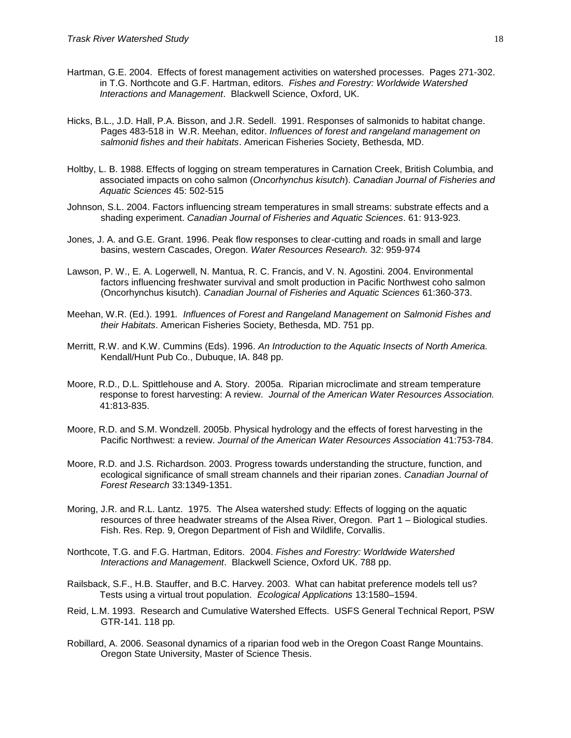Hartman, G.E. 2004. Effects of forest management activities on watershed processes. Pages 271-302. in T.G. Northcote and G.F. Hartman, editors. *Fishes and Forestry: Worldwide Watershed Interactions and Management*. Blackwell Science, Oxford, UK.

Hicks, B.L., J.D. Hall, P.A. Bisson, and J.R. Sedell. 1991. Responses of salmonids to habitat change. Pages 483-518 in W.R. Meehan, editor. *Influences of forest and rangeland management on salmonid fishes and their habitats*. American Fisheries Society, Bethesda, MD.

Holtby, L. B. 1988. Effects of logging on stream temperatures in Carnation Creek, British Columbia, and associated impacts on coho salmon (*Oncorhynchus kisutch*). *Canadian Journal of Fisheries and Aquatic Sciences* 45: 502-515

Johnson, S.L. 2004. Factors influencing stream temperatures in small streams: substrate effects and a shading experiment. *Canadian Journal of Fisheries and Aquatic Sciences*. 61: 913-923.

Jones, J. A. and G.E. Grant. 1996. Peak flow responses to clear-cutting and roads in small and large basins, western Cascades, Oregon. *Water Resources Research.* 32: 959-974

Lawson, P. W., E. A. Logerwell, N. Mantua, R. C. Francis, and V. N. Agostini. 2004. Environmental factors influencing freshwater survival and smolt production in Pacific Northwest coho salmon (Oncorhynchus kisutch). *Canadian Journal of Fisheries and Aquatic Sciences* 61:360-373.

Meehan, W.R. (Ed.). 1991. *Influences of Forest and Rangeland Management on Salmonid Fishes and their Habitats*. American Fisheries Society, Bethesda, MD. 751 pp.

Merritt, R.W. and K.W. Cummins (Eds). 1996. *An Introduction to the Aquatic Insects of North America.* Kendall/Hunt Pub Co., Dubuque, IA. 848 pp.

Moore, R.D., D.L. Spittlehouse and A. Story. 2005a. Riparian microclimate and stream temperature response to forest harvesting: A review. *Journal of the American Water Resources Association.* 41:813-835.

Moore, R.D. and S.M. Wondzell. 2005b. Physical hydrology and the effects of forest harvesting in the Pacific Northwest: a review. *Journal of the American Water Resources Association* 41:753-784.

Moore, R.D. and J.S. Richardson. 2003. Progress towards understanding the structure, function, and ecological significance of small stream channels and their riparian zones. *Canadian Journal of Forest Research* 33:1349-1351.

Moring, J.R. and R.L. Lantz. 1975. The Alsea watershed study: Effects of logging on the aquatic resources of three headwater streams of the Alsea River, Oregon. Part 1 – Biological studies. Fish. Res. Rep. 9, Oregon Department of Fish and Wildlife, Corvallis.

Northcote, T.G. and F.G. Hartman, Editors. 2004. *Fishes and Forestry: Worldwide Watershed Interactions and Management*. Blackwell Science, Oxford UK. 788 pp.

Railsback, S.F., H.B. Stauffer, and B.C. Harvey. 2003. What can habitat preference models tell us? Tests using a virtual trout population. *Ecological Applications* 13:1580–1594.

Reid, L.M. 1993. Research and Cumulative Watershed Effects. USFS General Technical Report, PSW GTR-141. 118 pp.

Robillard, A. 2006. Seasonal dynamics of a riparian food web in the Oregon Coast Range Mountains. Oregon State University, Master of Science Thesis.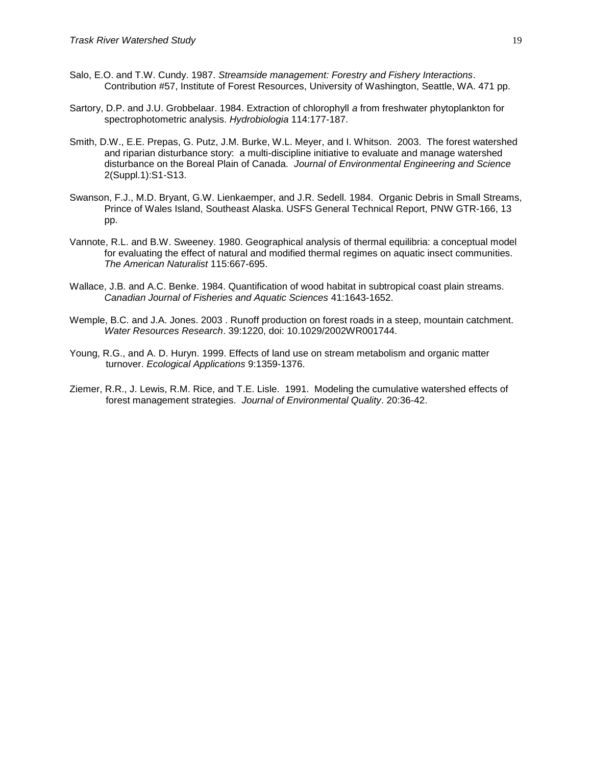Salo, E.O. and T.W. Cundy. 1987. *Streamside management: Forestry and Fishery Interactions*. Contribution #57, Institute of Forest Resources, University of Washington, Seattle, WA. 471 pp.

Sartory, D.P. and J.U. Grobbelaar. 1984. Extraction of chlorophyll *a* from freshwater phytoplankton for spectrophotometric analysis. *Hydrobiologia* 114:177-187.

Smith, D.W., E.E. Prepas, G. Putz, J.M. Burke, W.L. Meyer, and I. Whitson. 2003. The forest watershed and riparian disturbance story: a multi-discipline initiative to evaluate and manage watershed disturbance on the Boreal Plain of Canada. *Journal of Environmental Engineering and Science* 2(Suppl.1):S1-S13.

Swanson, F.J., M.D. Bryant, G.W. Lienkaemper, and J.R. Sedell. 1984. Organic Debris in Small Streams, Prince of Wales Island, Southeast Alaska. USFS General Technical Report, PNW GTR-166, 13 pp.

Vannote, R.L. and B.W. Sweeney. 1980. Geographical analysis of thermal equilibria: a conceptual model for evaluating the effect of natural and modified thermal regimes on aquatic insect communities. *The American Naturalist* 115:667-695.

Wallace, J.B. and A.C. Benke. 1984. Quantification of wood habitat in subtropical coast plain streams. *Canadian Journal of Fisheries and Aquatic Sciences* 41:1643-1652.

Wemple, B.C. and J.A. Jones. 2003 . Runoff production on forest roads in a steep, mountain catchment. *Water Resources Research*. 39:1220, doi: 10.1029/2002WR001744.

Young, R.G., and A. D. Huryn. 1999. Effects of land use on stream metabolism and organic matter turnover. *Ecological Applications* 9:1359-1376.

Ziemer, R.R., J. Lewis, R.M. Rice, and T.E. Lisle. 1991. Modeling the cumulative watershed effects of forest management strategies. *Journal of Environmental Quality*. 20:36-42.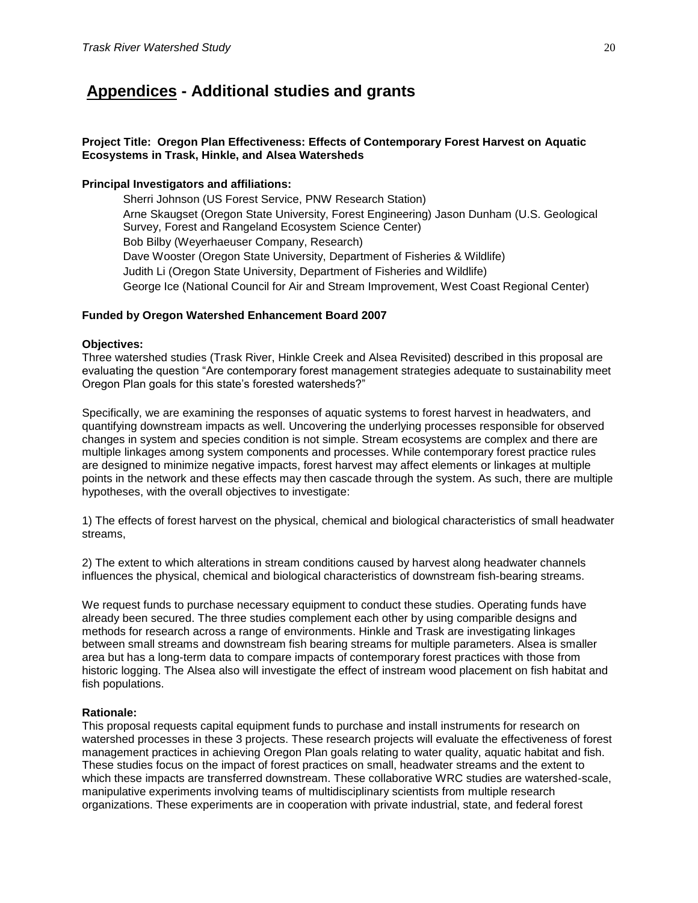# Appendices - Additional studies and grants

**Project Title: Oregon Plan Effectiveness: Effects of Contemporary Forest Harvest on Aquatic Ecosystems in Trask, Hinkle, and Alsea Watersheds**

**Principal Investigators and affiliations:**

Sherri Johnson (US Forest Service, PNW Research Station)
Arne Skaugset (Oregon State University, Forest Engineering) Jason Dunham (U.S. Geological Survey, Forest and Rangeland Ecosystem Science Center)
Bob Bilby (Weyerhaeuser Company, Research)
Dave Wooster (Oregon State University, Department of Fisheries & Wildlife)
Judith Li (Oregon State University, Department of Fisheries and Wildlife)
George Ice (National Council for Air and Stream Improvement, West Coast Regional Center)

**Funded by Oregon Watershed Enhancement Board 2007**

**Objectives:**
Three watershed studies (Trask River, Hinkle Creek and Alsea Revisited) described in this proposal are evaluating the question "Are contemporary forest management strategies adequate to sustainability meet Oregon Plan goals for this state's forested watersheds?"

Specifically, we are examining the responses of aquatic systems to forest harvest in headwaters, and quantifying downstream impacts as well. Uncovering the underlying processes responsible for observed changes in system and species condition is not simple. Stream ecosystems are complex and there are multiple linkages among system components and processes. While contemporary forest practice rules are designed to minimize negative impacts, forest harvest may affect elements or linkages at multiple points in the network and these effects may then cascade through the system. As such, there are multiple hypotheses, with the overall objectives to investigate:

1) The effects of forest harvest on the physical, chemical and biological characteristics of small headwater streams,

2) The extent to which alterations in stream conditions caused by harvest along headwater channels influences the physical, chemical and biological characteristics of downstream fish-bearing streams.

We request funds to purchase necessary equipment to conduct these studies. Operating funds have already been secured. The three studies complement each other by using comparible designs and methods for research across a range of environments. Hinkle and Trask are investigating linkages between small streams and downstream fish bearing streams for multiple parameters. Alsea is smaller area but has a long-term data to compare impacts of contemporary forest practices with those from historic logging. The Alsea also will investigate the effect of instream wood placement on fish habitat and fish populations.

**Rationale:**
This proposal requests capital equipment funds to purchase and install instruments for research on watershed processes in these 3 projects. These research projects will evaluate the effectiveness of forest management practices in achieving Oregon Plan goals relating to water quality, aquatic habitat and fish. These studies focus on the impact of forest practices on small, headwater streams and the extent to which these impacts are transferred downstream. These collaborative WRC studies are watershed-scale, manipulative experiments involving teams of multidisciplinary scientists from multiple research organizations. These experiments are in cooperation with private industrial, state, and federal forest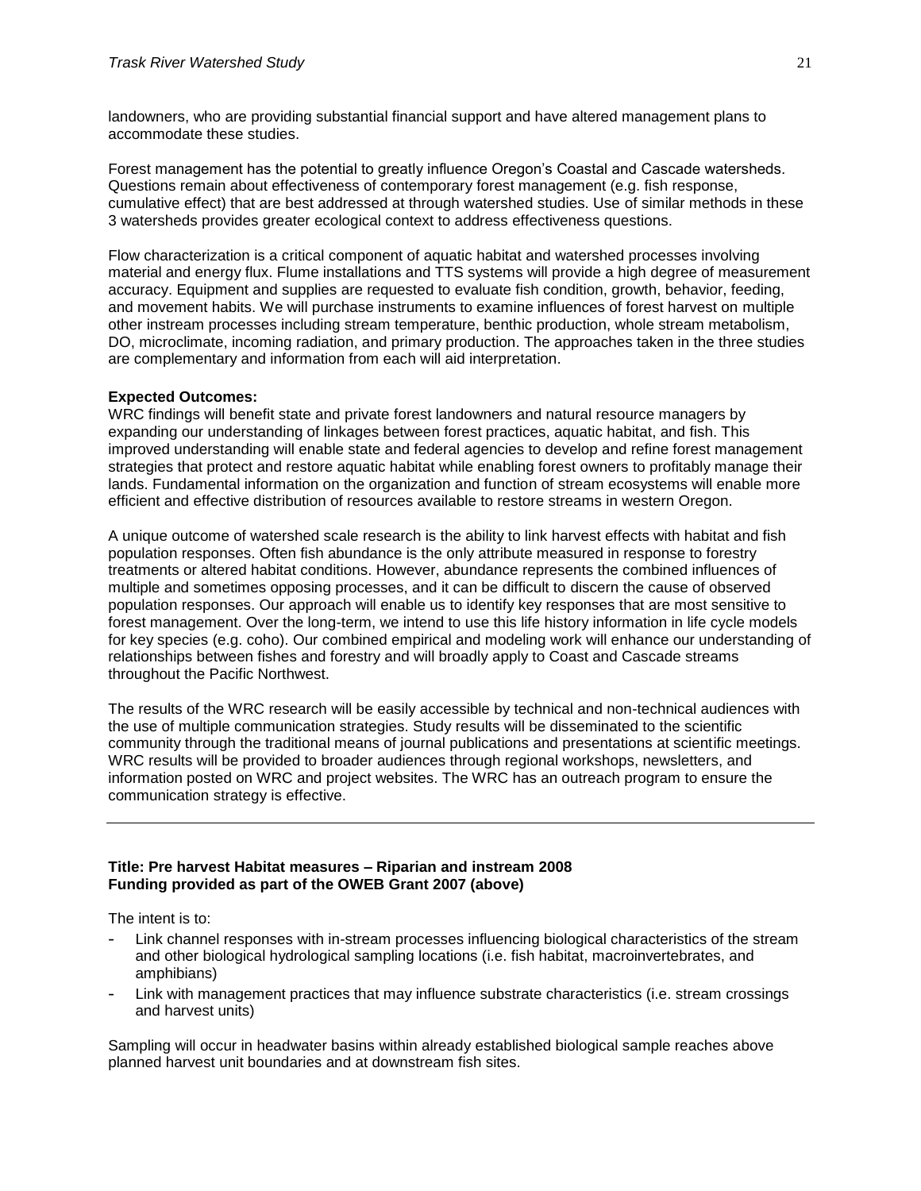landowners, who are providing substantial financial support and have altered management plans to accommodate these studies.

Forest management has the potential to greatly influence Oregon's Coastal and Cascade watersheds. Questions remain about effectiveness of contemporary forest management (e.g. fish response, cumulative effect) that are best addressed at through watershed studies. Use of similar methods in these 3 watersheds provides greater ecological context to address effectiveness questions.

Flow characterization is a critical component of aquatic habitat and watershed processes involving material and energy flux. Flume installations and TTS systems will provide a high degree of measurement accuracy. Equipment and supplies are requested to evaluate fish condition, growth, behavior, feeding, and movement habits. We will purchase instruments to examine influences of forest harvest on multiple other instream processes including stream temperature, benthic production, whole stream metabolism, DO, microclimate, incoming radiation, and primary production. The approaches taken in the three studies are complementary and information from each will aid interpretation.

**Expected Outcomes:**
WRC findings will benefit state and private forest landowners and natural resource managers by expanding our understanding of linkages between forest practices, aquatic habitat, and fish. This improved understanding will enable state and federal agencies to develop and refine forest management strategies that protect and restore aquatic habitat while enabling forest owners to profitably manage their lands. Fundamental information on the organization and function of stream ecosystems will enable more efficient and effective distribution of resources available to restore streams in western Oregon.

A unique outcome of watershed scale research is the ability to link harvest effects with habitat and fish population responses. Often fish abundance is the only attribute measured in response to forestry treatments or altered habitat conditions. However, abundance represents the combined influences of multiple and sometimes opposing processes, and it can be difficult to discern the cause of observed population responses. Our approach will enable us to identify key responses that are most sensitive to forest management. Over the long-term, we intend to use this life history information in life cycle models for key species (e.g. coho). Our combined empirical and modeling work will enhance our understanding of relationships between fishes and forestry and will broadly apply to Coast and Cascade streams throughout the Pacific Northwest.

The results of the WRC research will be easily accessible by technical and non-technical audiences with the use of multiple communication strategies. Study results will be disseminated to the scientific community through the traditional means of journal publications and presentations at scientific meetings. WRC results will be provided to broader audiences through regional workshops, newsletters, and information posted on WRC and project websites. The WRC has an outreach program to ensure the communication strategy is effective.

---

**Title: Pre harvest Habitat measures – Riparian and instream 2008**
**Funding provided as part of the OWEB Grant 2007 (above)**

The intent is to:

- Link channel responses with in-stream processes influencing biological characteristics of the stream and other biological hydrological sampling locations (i.e. fish habitat, macroinvertebrates, and amphibians)
- Link with management practices that may influence substrate characteristics (i.e. stream crossings and harvest units)

Sampling will occur in headwater basins within already established biological sample reaches above planned harvest unit boundaries and at downstream fish sites.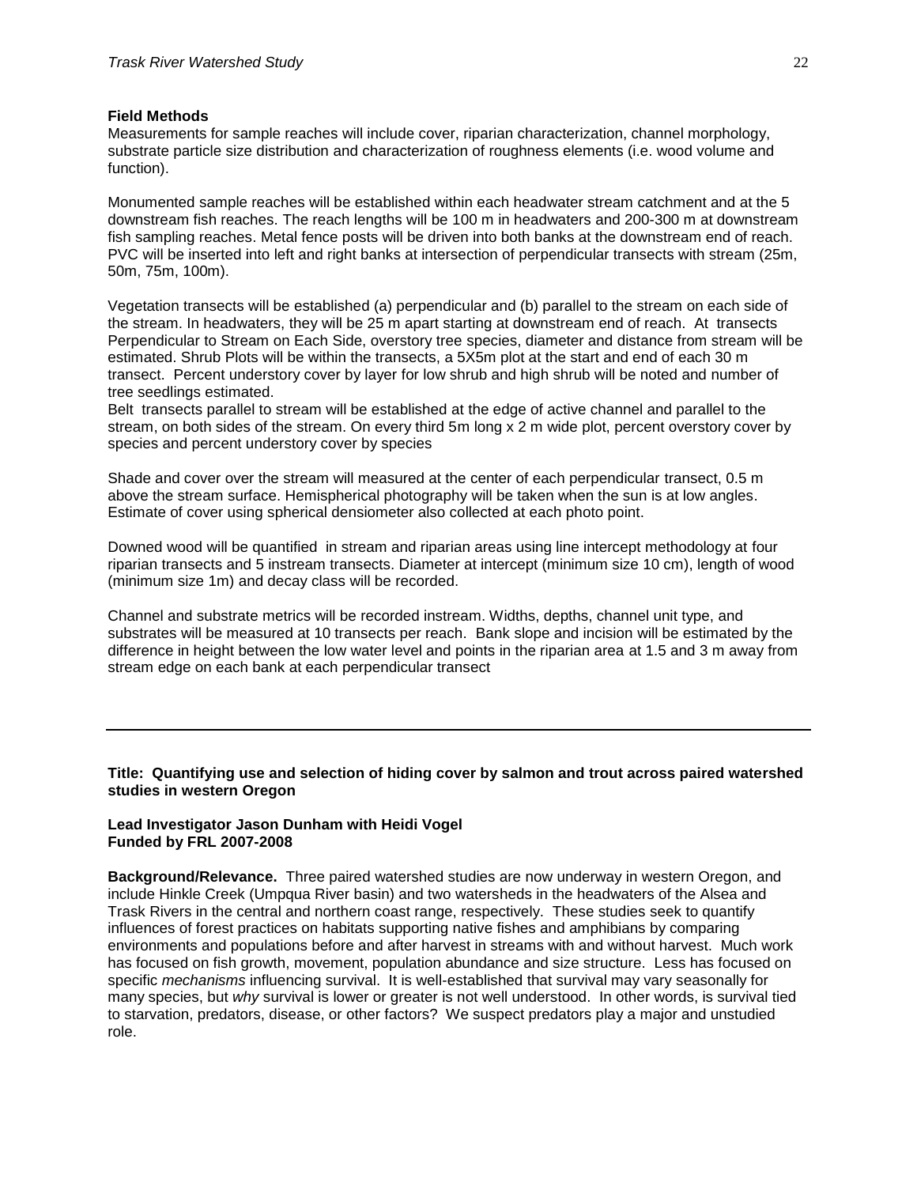**Field Methods**

Measurements for sample reaches will include cover, riparian characterization, channel morphology, substrate particle size distribution and characterization of roughness elements (i.e. wood volume and function).

Monumented sample reaches will be established within each headwater stream catchment and at the 5 downstream fish reaches. The reach lengths will be 100 m in headwaters and 200-300 m at downstream fish sampling reaches. Metal fence posts will be driven into both banks at the downstream end of reach. PVC will be inserted into left and right banks at intersection of perpendicular transects with stream (25m, 50m, 75m, 100m).

Vegetation transects will be established (a) perpendicular and (b) parallel to the stream on each side of the stream. In headwaters, they will be 25 m apart starting at downstream end of reach. At transects Perpendicular to Stream on Each Side, overstory tree species, diameter and distance from stream will be estimated. Shrub Plots will be within the transects, a 5X5m plot at the start and end of each 30 m transect. Percent understory cover by layer for low shrub and high shrub will be noted and number of tree seedlings estimated.

Belt transects parallel to stream will be established at the edge of active channel and parallel to the stream, on both sides of the stream. On every third 5m long x 2 m wide plot, percent overstory cover by species and percent understory cover by species

Shade and cover over the stream will measured at the center of each perpendicular transect, 0.5 m above the stream surface. Hemispherical photography will be taken when the sun is at low angles. Estimate of cover using spherical densiometer also collected at each photo point.

Downed wood will be quantified in stream and riparian areas using line intercept methodology at four riparian transects and 5 instream transects. Diameter at intercept (minimum size 10 cm), length of wood (minimum size 1m) and decay class will be recorded.

Channel and substrate metrics will be recorded instream. Widths, depths, channel unit type, and substrates will be measured at 10 transects per reach. Bank slope and incision will be estimated by the difference in height between the low water level and points in the riparian area at 1.5 and 3 m away from stream edge on each bank at each perpendicular transect

---

**Title: Quantifying use and selection of hiding cover by salmon and trout across paired watershed studies in western Oregon**

**Lead Investigator Jason Dunham with Heidi Vogel**
**Funded by FRL 2007-2008**

**Background/Relevance.** Three paired watershed studies are now underway in western Oregon, and include Hinkle Creek (Umpqua River basin) and two watersheds in the headwaters of the Alsea and Trask Rivers in the central and northern coast range, respectively. These studies seek to quantify influences of forest practices on habitats supporting native fishes and amphibians by comparing environments and populations before and after harvest in streams with and without harvest. Much work has focused on fish growth, movement, population abundance and size structure. Less has focused on specific *mechanisms* influencing survival. It is well-established that survival may vary seasonally for many species, but *why* survival is lower or greater is not well understood. In other words, is survival tied to starvation, predators, disease, or other factors? We suspect predators play a major and unstudied role.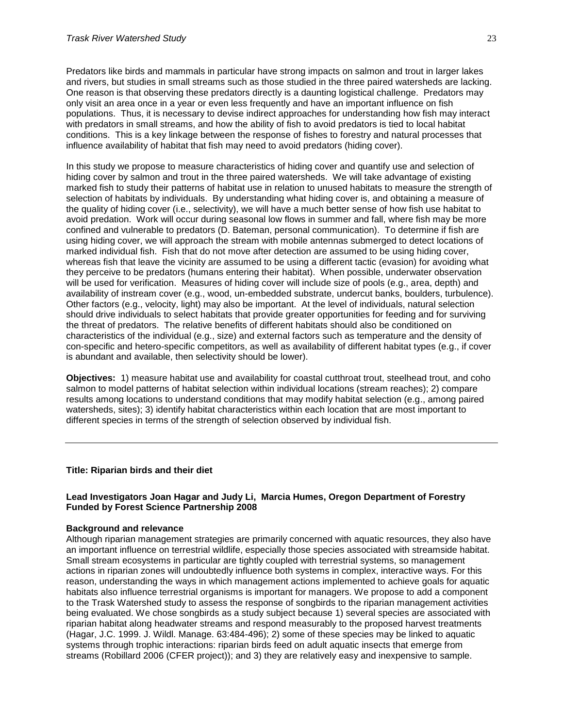Predators like birds and mammals in particular have strong impacts on salmon and trout in larger lakes and rivers, but studies in small streams such as those studied in the three paired watersheds are lacking. One reason is that observing these predators directly is a daunting logistical challenge. Predators may only visit an area once in a year or even less frequently and have an important influence on fish populations. Thus, it is necessary to devise indirect approaches for understanding how fish may interact with predators in small streams, and how the ability of fish to avoid predators is tied to local habitat conditions. This is a key linkage between the response of fishes to forestry and natural processes that influence availability of habitat that fish may need to avoid predators (hiding cover).

In this study we propose to measure characteristics of hiding cover and quantify use and selection of hiding cover by salmon and trout in the three paired watersheds. We will take advantage of existing marked fish to study their patterns of habitat use in relation to unused habitats to measure the strength of selection of habitats by individuals. By understanding what hiding cover is, and obtaining a measure of the quality of hiding cover (i.e., selectivity), we will have a much better sense of how fish use habitat to avoid predation. Work will occur during seasonal low flows in summer and fall, where fish may be more confined and vulnerable to predators (D. Bateman, personal communication). To determine if fish are using hiding cover, we will approach the stream with mobile antennas submerged to detect locations of marked individual fish. Fish that do not move after detection are assumed to be using hiding cover, whereas fish that leave the vicinity are assumed to be using a different tactic (evasion) for avoiding what they perceive to be predators (humans entering their habitat). When possible, underwater observation will be used for verification. Measures of hiding cover will include size of pools (e.g., area, depth) and availability of instream cover (e.g., wood, un-embedded substrate, undercut banks, boulders, turbulence). Other factors (e.g., velocity, light) may also be important. At the level of individuals, natural selection should drive individuals to select habitats that provide greater opportunities for feeding and for surviving the threat of predators. The relative benefits of different habitats should also be conditioned on characteristics of the individual (e.g., size) and external factors such as temperature and the density of con-specific and hetero-specific competitors, as well as availability of different habitat types (e.g., if cover is abundant and available, then selectivity should be lower).

**Objectives:** 1) measure habitat use and availability for coastal cutthroat trout, steelhead trout, and coho salmon to model patterns of habitat selection within individual locations (stream reaches); 2) compare results among locations to understand conditions that may modify habitat selection (e.g., among paired watersheds, sites); 3) identify habitat characteristics within each location that are most important to different species in terms of the strength of selection observed by individual fish.

---

**Title: Riparian birds and their diet**

**Lead Investigators Joan Hagar and Judy Li, Marcia Humes, Oregon Department of Forestry**
**Funded by Forest Science Partnership 2008**

**Background and relevance**

Although riparian management strategies are primarily concerned with aquatic resources, they also have an important influence on terrestrial wildlife, especially those species associated with streamside habitat. Small stream ecosystems in particular are tightly coupled with terrestrial systems, so management actions in riparian zones will undoubtedly influence both systems in complex, interactive ways. For this reason, understanding the ways in which management actions implemented to achieve goals for aquatic habitats also influence terrestrial organisms is important for managers. We propose to add a component to the Trask Watershed study to assess the response of songbirds to the riparian management activities being evaluated. We chose songbirds as a study subject because 1) several species are associated with riparian habitat along headwater streams and respond measurably to the proposed harvest treatments (Hagar, J.C. 1999. J. Wildl. Manage. 63:484-496); 2) some of these species may be linked to aquatic systems through trophic interactions: riparian birds feed on adult aquatic insects that emerge from streams (Robillard 2006 (CFER project)); and 3) they are relatively easy and inexpensive to sample.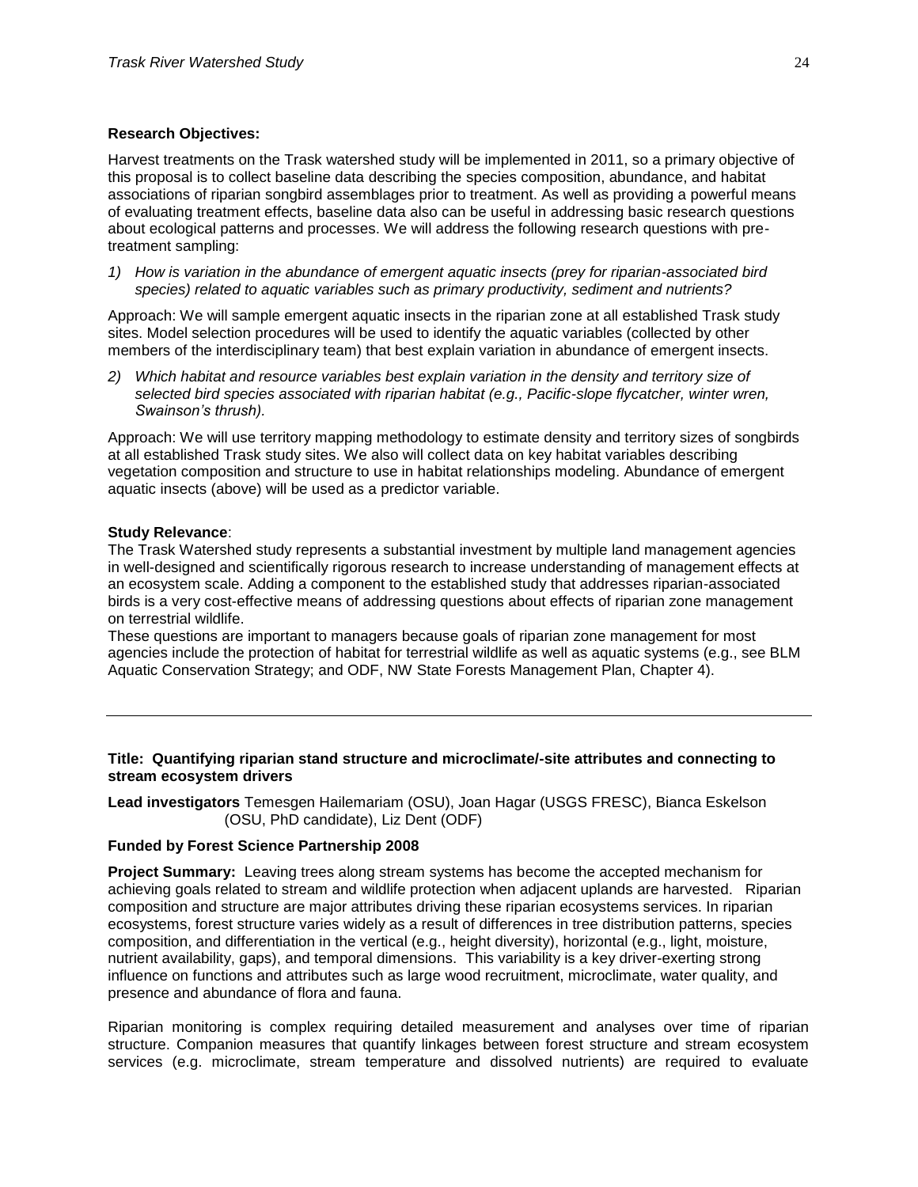**Research Objectives:**

Harvest treatments on the Trask watershed study will be implemented in 2011, so a primary objective of this proposal is to collect baseline data describing the species composition, abundance, and habitat associations of riparian songbird assemblages prior to treatment. As well as providing a powerful means of evaluating treatment effects, baseline data also can be useful in addressing basic research questions about ecological patterns and processes. We will address the following research questions with pre-treatment sampling:

1) *How is variation in the abundance of emergent aquatic insects (prey for riparian-associated bird species) related to aquatic variables such as primary productivity, sediment and nutrients?*

Approach: We will sample emergent aquatic insects in the riparian zone at all established Trask study sites. Model selection procedures will be used to identify the aquatic variables (collected by other members of the interdisciplinary team) that best explain variation in abundance of emergent insects.

2) *Which habitat and resource variables best explain variation in the density and territory size of selected bird species associated with riparian habitat (e.g., Pacific-slope flycatcher, winter wren, Swainson's thrush).*

Approach: We will use territory mapping methodology to estimate density and territory sizes of songbirds at all established Trask study sites. We also will collect data on key habitat variables describing vegetation composition and structure to use in habitat relationships modeling. Abundance of emergent aquatic insects (above) will be used as a predictor variable.

**Study Relevance**:

The Trask Watershed study represents a substantial investment by multiple land management agencies in well-designed and scientifically rigorous research to increase understanding of management effects at an ecosystem scale. Adding a component to the established study that addresses riparian-associated birds is a very cost-effective means of addressing questions about effects of riparian zone management on terrestrial wildlife.

These questions are important to managers because goals of riparian zone management for most agencies include the protection of habitat for terrestrial wildlife as well as aquatic systems (e.g., see BLM Aquatic Conservation Strategy; and ODF, NW State Forests Management Plan, Chapter 4).

---

**Title: Quantifying riparian stand structure and microclimate/-site attributes and connecting to stream ecosystem drivers**

**Lead investigators** Temesgen Hailemariam (OSU), Joan Hagar (USGS FRESC), Bianca Eskelson (OSU, PhD candidate), Liz Dent (ODF)

**Funded by Forest Science Partnership 2008**

**Project Summary:** Leaving trees along stream systems has become the accepted mechanism for achieving goals related to stream and wildlife protection when adjacent uplands are harvested. Riparian composition and structure are major attributes driving these riparian ecosystems services. In riparian ecosystems, forest structure varies widely as a result of differences in tree distribution patterns, species composition, and differentiation in the vertical (e.g., height diversity), horizontal (e.g., light, moisture, nutrient availability, gaps), and temporal dimensions. This variability is a key driver-exerting strong influence on functions and attributes such as large wood recruitment, microclimate, water quality, and presence and abundance of flora and fauna.

Riparian monitoring is complex requiring detailed measurement and analyses over time of riparian structure. Companion measures that quantify linkages between forest structure and stream ecosystem services (e.g. microclimate, stream temperature and dissolved nutrients) are required to evaluate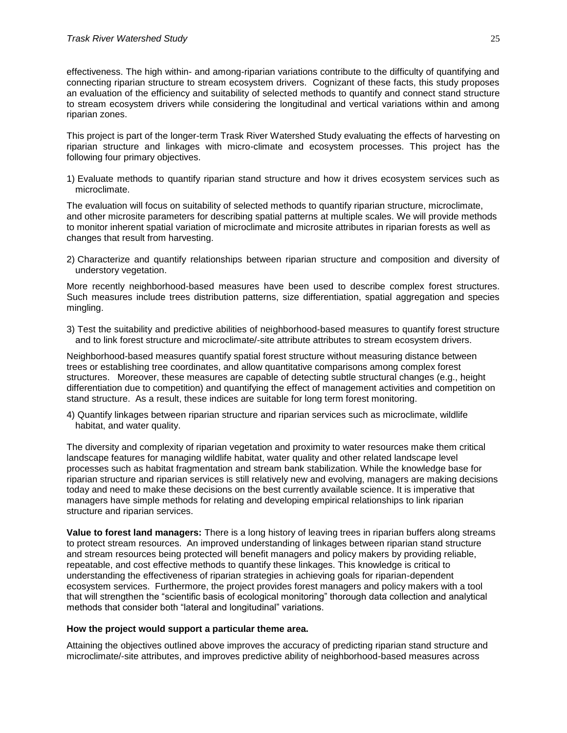effectiveness. The high within- and among-riparian variations contribute to the difficulty of quantifying and connecting riparian structure to stream ecosystem drivers. Cognizant of these facts, this study proposes an evaluation of the efficiency and suitability of selected methods to quantify and connect stand structure to stream ecosystem drivers while considering the longitudinal and vertical variations within and among riparian zones.

This project is part of the longer-term Trask River Watershed Study evaluating the effects of harvesting on riparian structure and linkages with micro-climate and ecosystem processes. This project has the following four primary objectives.

1) Evaluate methods to quantify riparian stand structure and how it drives ecosystem services such as microclimate.

The evaluation will focus on suitability of selected methods to quantify riparian structure, microclimate, and other microsite parameters for describing spatial patterns at multiple scales. We will provide methods to monitor inherent spatial variation of microclimate and microsite attributes in riparian forests as well as changes that result from harvesting.

2) Characterize and quantify relationships between riparian structure and composition and diversity of understory vegetation.

More recently neighborhood-based measures have been used to describe complex forest structures. Such measures include trees distribution patterns, size differentiation, spatial aggregation and species mingling.

3) Test the suitability and predictive abilities of neighborhood-based measures to quantify forest structure and to link forest structure and microclimate/-site attribute attributes to stream ecosystem drivers.

Neighborhood-based measures quantify spatial forest structure without measuring distance between trees or establishing tree coordinates, and allow quantitative comparisons among complex forest structures. Moreover, these measures are capable of detecting subtle structural changes (e.g., height differentiation due to competition) and quantifying the effect of management activities and competition on stand structure. As a result, these indices are suitable for long term forest monitoring.

4) Quantify linkages between riparian structure and riparian services such as microclimate, wildlife habitat, and water quality.

The diversity and complexity of riparian vegetation and proximity to water resources make them critical landscape features for managing wildlife habitat, water quality and other related landscape level processes such as habitat fragmentation and stream bank stabilization. While the knowledge base for riparian structure and riparian services is still relatively new and evolving, managers are making decisions today and need to make these decisions on the best currently available science. It is imperative that managers have simple methods for relating and developing empirical relationships to link riparian structure and riparian services.

**Value to forest land managers:** There is a long history of leaving trees in riparian buffers along streams to protect stream resources. An improved understanding of linkages between riparian stand structure and stream resources being protected will benefit managers and policy makers by providing reliable, repeatable, and cost effective methods to quantify these linkages. This knowledge is critical to understanding the effectiveness of riparian strategies in achieving goals for riparian-dependent ecosystem services. Furthermore, the project provides forest managers and policy makers with a tool that will strengthen the "scientific basis of ecological monitoring" thorough data collection and analytical methods that consider both "lateral and longitudinal" variations.

**How the project would support a particular theme area.**

Attaining the objectives outlined above improves the accuracy of predicting riparian stand structure and microclimate/-site attributes, and improves predictive ability of neighborhood-based measures across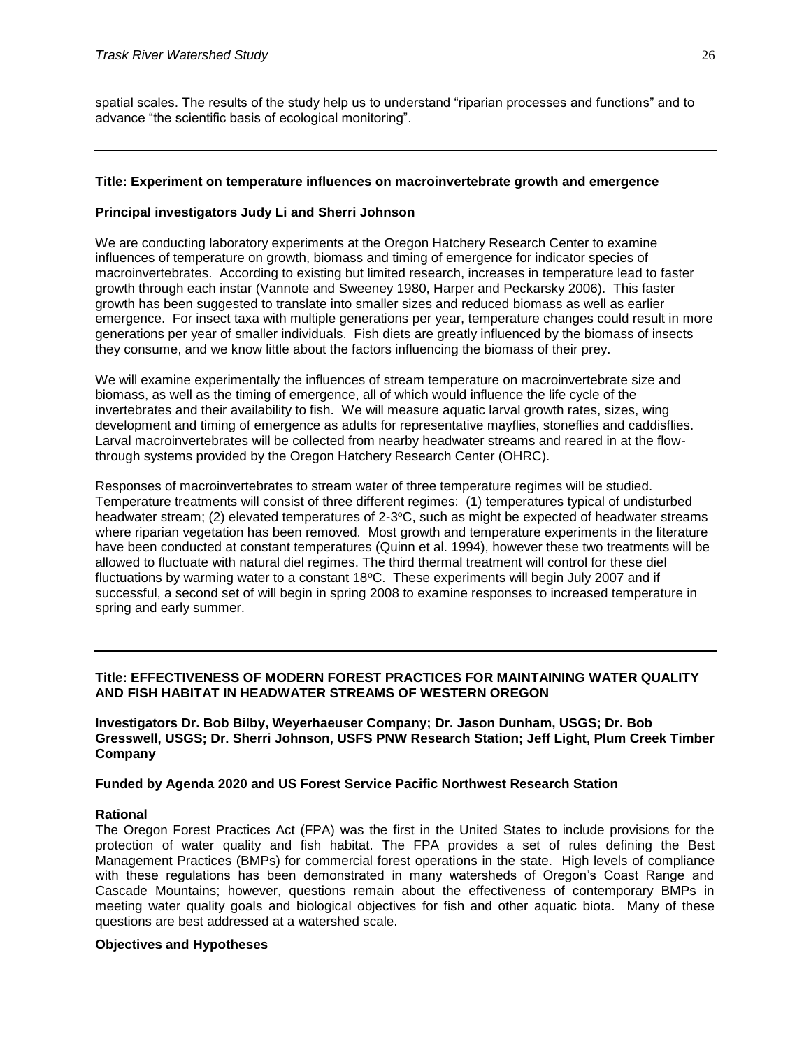spatial scales. The results of the study help us to understand “riparian processes and functions” and to advance “the scientific basis of ecological monitoring”.

---

**Title: Experiment on temperature influences on macroinvertebrate growth and emergence**

**Principal investigators Judy Li and Sherri Johnson**

We are conducting laboratory experiments at the Oregon Hatchery Research Center to examine influences of temperature on growth, biomass and timing of emergence for indicator species of macroinvertebrates. According to existing but limited research, increases in temperature lead to faster growth through each instar (Vannote and Sweeney 1980, Harper and Peckarsky 2006). This faster growth has been suggested to translate into smaller sizes and reduced biomass as well as earlier emergence. For insect taxa with multiple generations per year, temperature changes could result in more generations per year of smaller individuals. Fish diets are greatly influenced by the biomass of insects they consume, and we know little about the factors influencing the biomass of their prey.

We will examine experimentally the influences of stream temperature on macroinvertebrate size and biomass, as well as the timing of emergence, all of which would influence the life cycle of the invertebrates and their availability to fish. We will measure aquatic larval growth rates, sizes, wing development and timing of emergence as adults for representative mayflies, stoneflies and caddisflies. Larval macroinvertebrates will be collected from nearby headwater streams and reared in at the flow-through systems provided by the Oregon Hatchery Research Center (OHRC).

Responses of macroinvertebrates to stream water of three temperature regimes will be studied. Temperature treatments will consist of three different regimes: (1) temperatures typical of undisturbed headwater stream; (2) elevated temperatures of 2-3°C, such as might be expected of headwater streams where riparian vegetation has been removed. Most growth and temperature experiments in the literature have been conducted at constant temperatures (Quinn et al. 1994), however these two treatments will be allowed to fluctuate with natural diel regimes. The third thermal treatment will control for these diel fluctuations by warming water to a constant 18°C. These experiments will begin July 2007 and if successful, a second set of will begin in spring 2008 to examine responses to increased temperature in spring and early summer.

---

**Title: EFFECTIVENESS OF MODERN FOREST PRACTICES FOR MAINTAINING WATER QUALITY AND FISH HABITAT IN HEADWATER STREAMS OF WESTERN OREGON**

**Investigators Dr. Bob Bilby, Weyerhaeuser Company; Dr. Jason Dunham, USGS; Dr. Bob Gresswell, USGS; Dr. Sherri Johnson, USFS PNW Research Station; Jeff Light, Plum Creek Timber Company**

**Funded by Agenda 2020 and US Forest Service Pacific Northwest Research Station**

**Rational**

The Oregon Forest Practices Act (FPA) was the first in the United States to include provisions for the protection of water quality and fish habitat. The FPA provides a set of rules defining the Best Management Practices (BMPs) for commercial forest operations in the state. High levels of compliance with these regulations has been demonstrated in many watersheds of Oregon's Coast Range and Cascade Mountains; however, questions remain about the effectiveness of contemporary BMPs in meeting water quality goals and biological objectives for fish and other aquatic biota. Many of these questions are best addressed at a watershed scale.

**Objectives and Hypotheses**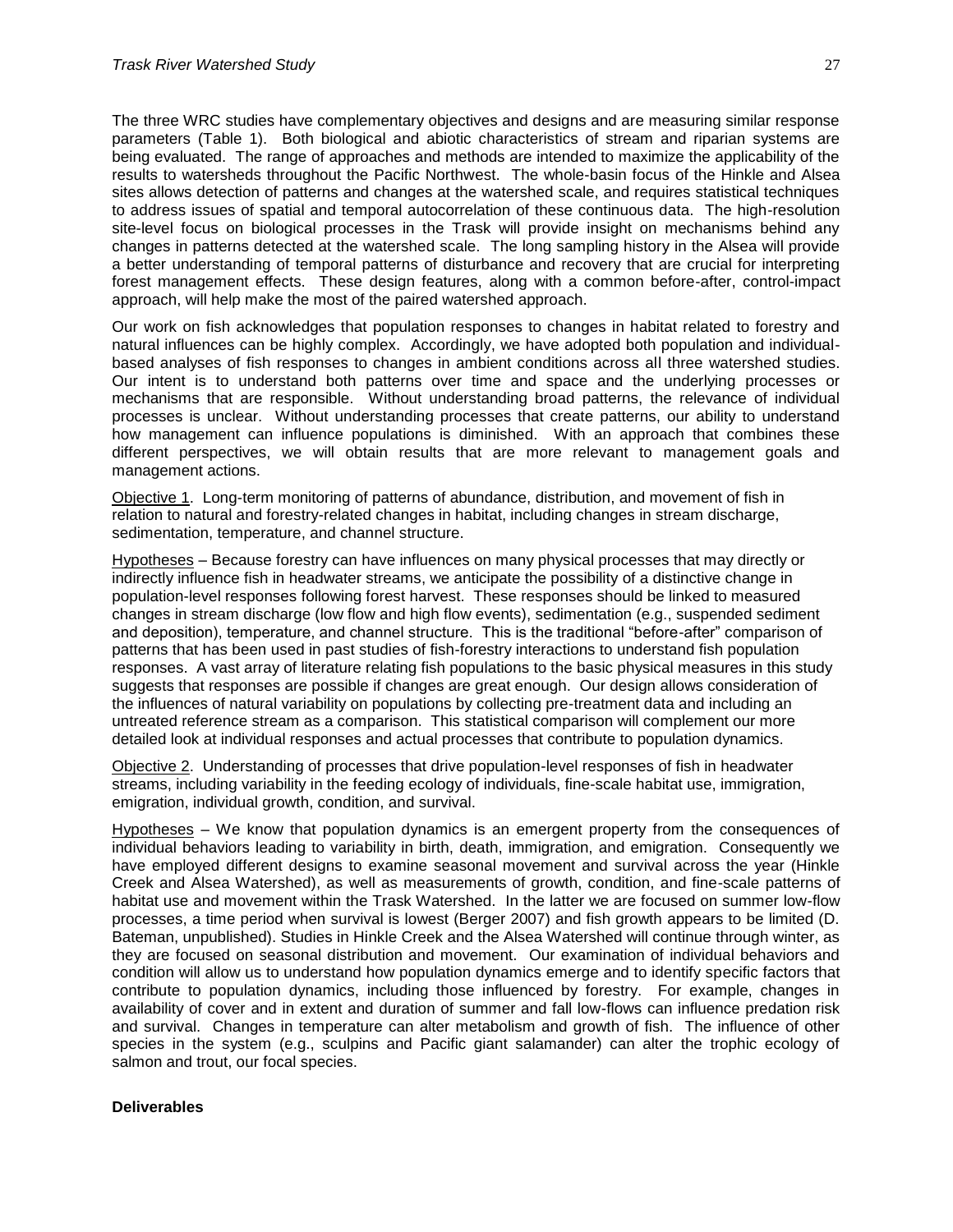The three WRC studies have complementary objectives and designs and are measuring similar response parameters (Table 1). Both biological and abiotic characteristics of stream and riparian systems are being evaluated. The range of approaches and methods are intended to maximize the applicability of the results to watersheds throughout the Pacific Northwest. The whole-basin focus of the Hinkle and Alsea sites allows detection of patterns and changes at the watershed scale, and requires statistical techniques to address issues of spatial and temporal autocorrelation of these continuous data. The high-resolution site-level focus on biological processes in the Trask will provide insight on mechanisms behind any changes in patterns detected at the watershed scale. The long sampling history in the Alsea will provide a better understanding of temporal patterns of disturbance and recovery that are crucial for interpreting forest management effects. These design features, along with a common before-after, control-impact approach, will help make the most of the paired watershed approach.

Our work on fish acknowledges that population responses to changes in habitat related to forestry and natural influences can be highly complex. Accordingly, we have adopted both population and individual-based analyses of fish responses to changes in ambient conditions across all three watershed studies. Our intent is to understand both patterns over time and space and the underlying processes or mechanisms that are responsible. Without understanding broad patterns, the relevance of individual processes is unclear. Without understanding processes that create patterns, our ability to understand how management can influence populations is diminished. With an approach that combines these different perspectives, we will obtain results that are more relevant to management goals and management actions.

<u>Objective 1</u>. Long-term monitoring of patterns of abundance, distribution, and movement of fish in relation to natural and forestry-related changes in habitat, including changes in stream discharge, sedimentation, temperature, and channel structure.

<u>Hypotheses</u> – Because forestry can have influences on many physical processes that may directly or indirectly influence fish in headwater streams, we anticipate the possibility of a distinctive change in population-level responses following forest harvest. These responses should be linked to measured changes in stream discharge (low flow and high flow events), sedimentation (e.g., suspended sediment and deposition), temperature, and channel structure. This is the traditional "before-after" comparison of patterns that has been used in past studies of fish-forestry interactions to understand fish population responses. A vast array of literature relating fish populations to the basic physical measures in this study suggests that responses are possible if changes are great enough. Our design allows consideration of the influences of natural variability on populations by collecting pre-treatment data and including an untreated reference stream as a comparison. This statistical comparison will complement our more detailed look at individual responses and actual processes that contribute to population dynamics.

<u>Objective 2</u>. Understanding of processes that drive population-level responses of fish in headwater streams, including variability in the feeding ecology of individuals, fine-scale habitat use, immigration, emigration, individual growth, condition, and survival.

<u>Hypotheses</u> – We know that population dynamics is an emergent property from the consequences of individual behaviors leading to variability in birth, death, immigration, and emigration. Consequently we have employed different designs to examine seasonal movement and survival across the year (Hinkle Creek and Alsea Watershed), as well as measurements of growth, condition, and fine-scale patterns of habitat use and movement within the Trask Watershed. In the latter we are focused on summer low-flow processes, a time period when survival is lowest (Berger 2007) and fish growth appears to be limited (D. Bateman, unpublished). Studies in Hinkle Creek and the Alsea Watershed will continue through winter, as they are focused on seasonal distribution and movement. Our examination of individual behaviors and condition will allow us to understand how population dynamics emerge and to identify specific factors that contribute to population dynamics, including those influenced by forestry. For example, changes in availability of cover and in extent and duration of summer and fall low-flows can influence predation risk and survival. Changes in temperature can alter metabolism and growth of fish. The influence of other species in the system (e.g., sculpins and Pacific giant salamander) can alter the trophic ecology of salmon and trout, our focal species.

**Deliverables**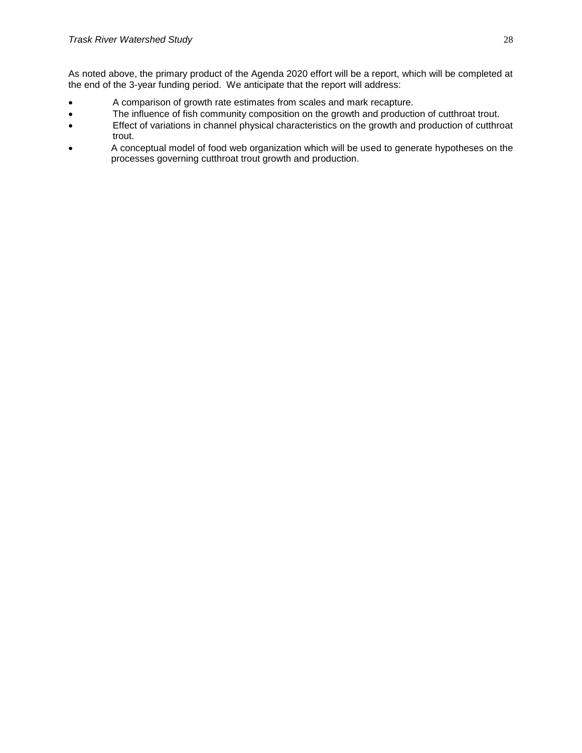As noted above, the primary product of the Agenda 2020 effort will be a report, which will be completed at the end of the 3-year funding period. We anticipate that the report will address:

- A comparison of growth rate estimates from scales and mark recapture.
- The influence of fish community composition on the growth and production of cutthroat trout.
- Effect of variations in channel physical characteristics on the growth and production of cutthroat trout.
- A conceptual model of food web organization which will be used to generate hypotheses on the processes governing cutthroat trout growth and production.